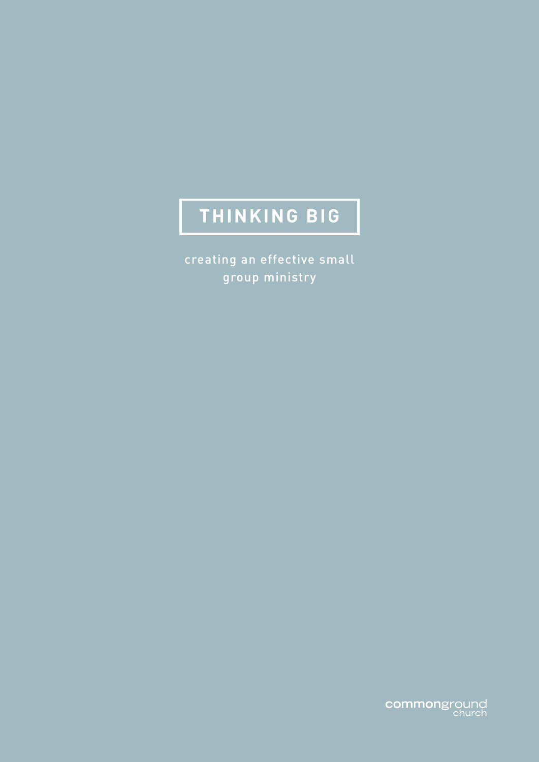# THINKING BIG

creating an effective small group ministry

commonground church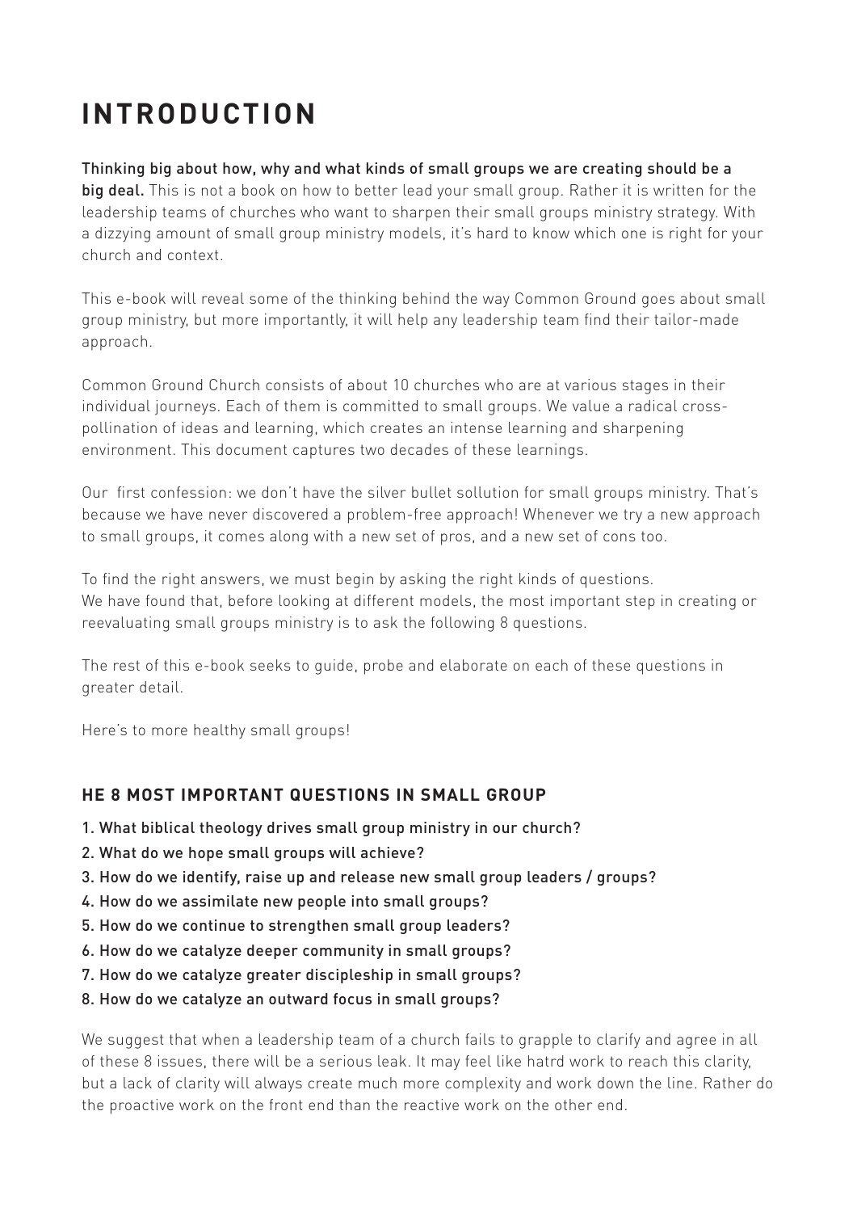# INTRODUCTION

**Thinking big about how, why and what kinds of small groups we are creating should be a big deal.** This is not a book on how to better lead your small group. Rather it is written for the leadership teams of churches who want to sharpen their small groups ministry strategy. With a dizzying amount of small group ministry models, it's hard to know which one is right for your church and context.

This e-book will reveal some of the thinking behind the way Common Ground goes about small group ministry, but more importantly, it will help any leadership team find their tailor-made approach.

Common Ground Church consists of about 10 churches who are at various stages in their individual journeys. Each of them is committed to small groups. We value a radical cross-pollination of ideas and learning, which creates an intense learning and sharpening environment. This document captures two decades of these learnings.

Our first confession: we don't have the silver bullet sollution for small groups ministry. That's because we have never discovered a problem-free approach! Whenever we try a new approach to small groups, it comes along with a new set of pros, and a new set of cons too.

To find the right answers, we must begin by asking the right kinds of questions.
We have found that, before looking at different models, the most important step in creating or reevaluating small groups ministry is to ask the following 8 questions.

The rest of this e-book seeks to guide, probe and elaborate on each of these questions in greater detail.

Here's to more healthy small groups!

### HE 8 MOST IMPORTANT QUESTIONS IN SMALL GROUP

1. What biblical theology drives small group ministry in our church?
2. What do we hope small groups will achieve?
3. How do we identify, raise up and release new small group leaders / groups?
4. How do we assimilate new people into small groups?
5. How do we continue to strengthen small group leaders?
6. How do we catalyze deeper community in small groups?
7. How do we catalyze greater discipleship in small groups?
8. How do we catalyze an outward focus in small groups?

We suggest that when a leadership team of a church fails to grapple to clarify and agree in all of these 8 issues, there will be a serious leak. It may feel like hatrd work to reach this clarity, but a lack of clarity will always create much more complexity and work down the line. Rather do the proactive work on the front end than the reactive work on the other end.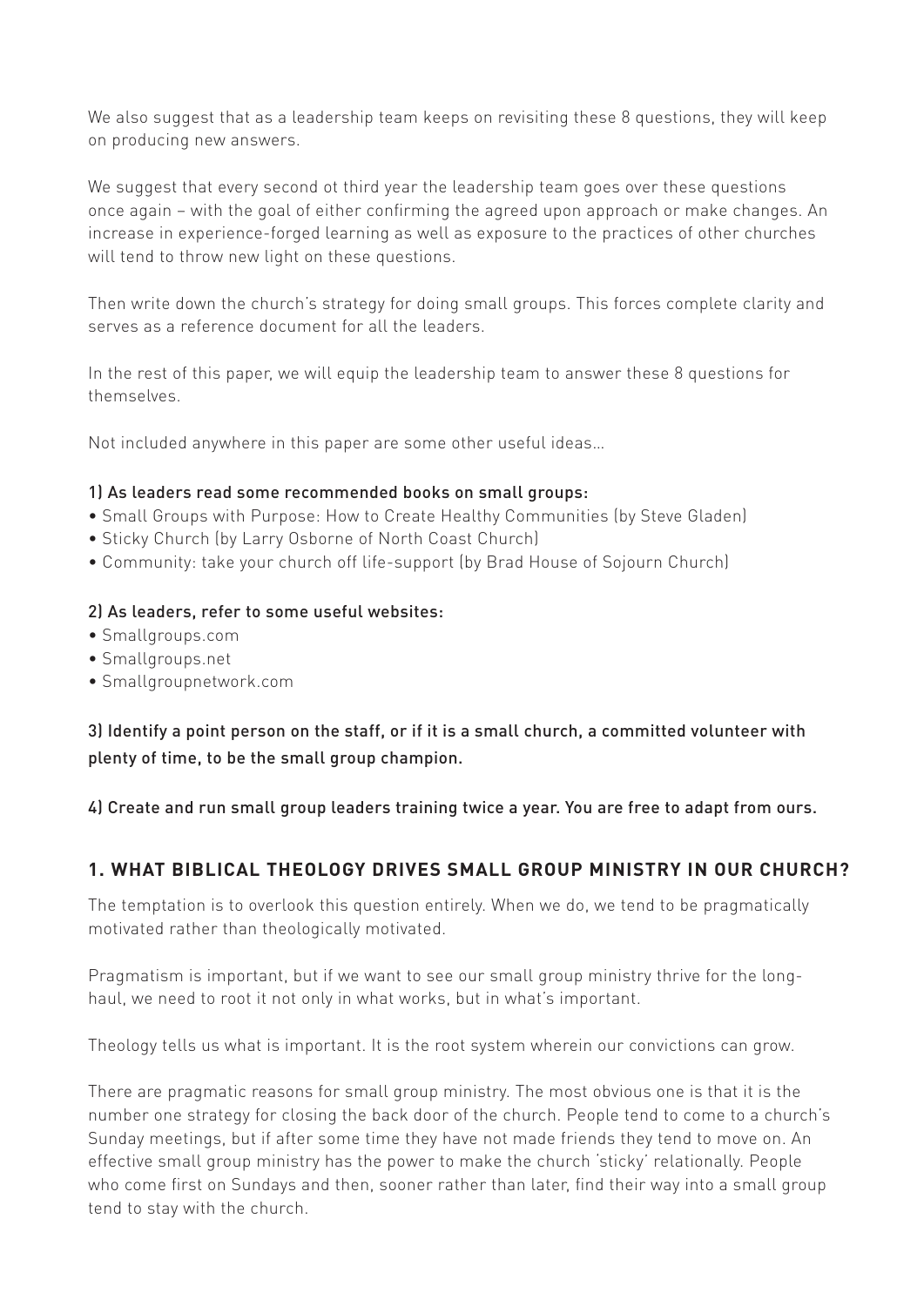We also suggest that as a leadership team keeps on revisiting these 8 questions, they will keep on producing new answers.

We suggest that every second ot third year the leadership team goes over these questions once again – with the goal of either confirming the agreed upon approach or make changes. An increase in experience-forged learning as well as exposure to the practices of other churches will tend to throw new light on these questions.

Then write down the church's strategy for doing small groups. This forces complete clarity and serves as a reference document for all the leaders.

In the rest of this paper, we will equip the leadership team to answer these 8 questions for themselves.

Not included anywhere in this paper are some other useful ideas…

**1) As leaders read some recommended books on small groups:**

- Small Groups with Purpose: How to Create Healthy Communities (by Steve Gladen)
- Sticky Church (by Larry Osborne of North Coast Church)
- Community: take your church off life-support (by Brad House of Sojourn Church)

**2) As leaders, refer to some useful websites:**

- Smallgroups.com
- Smallgroups.net
- Smallgroupnetwork.com

**3) Identify a point person on the staff, or if it is a small church, a committed volunteer with plenty of time, to be the small group champion.**

**4) Create and run small group leaders training twice a year. You are free to adapt from ours.**

## 1. WHAT BIBLICAL THEOLOGY DRIVES SMALL GROUP MINISTRY IN OUR CHURCH?

The temptation is to overlook this question entirely. When we do, we tend to be pragmatically motivated rather than theologically motivated.

Pragmatism is important, but if we want to see our small group ministry thrive for the long-haul, we need to root it not only in what works, but in what's important.

Theology tells us what is important. It is the root system wherein our convictions can grow.

There are pragmatic reasons for small group ministry. The most obvious one is that it is the number one strategy for closing the back door of the church. People tend to come to a church's Sunday meetings, but if after some time they have not made friends they tend to move on. An effective small group ministry has the power to make the church 'sticky' relationally. People who come first on Sundays and then, sooner rather than later, find their way into a small group tend to stay with the church.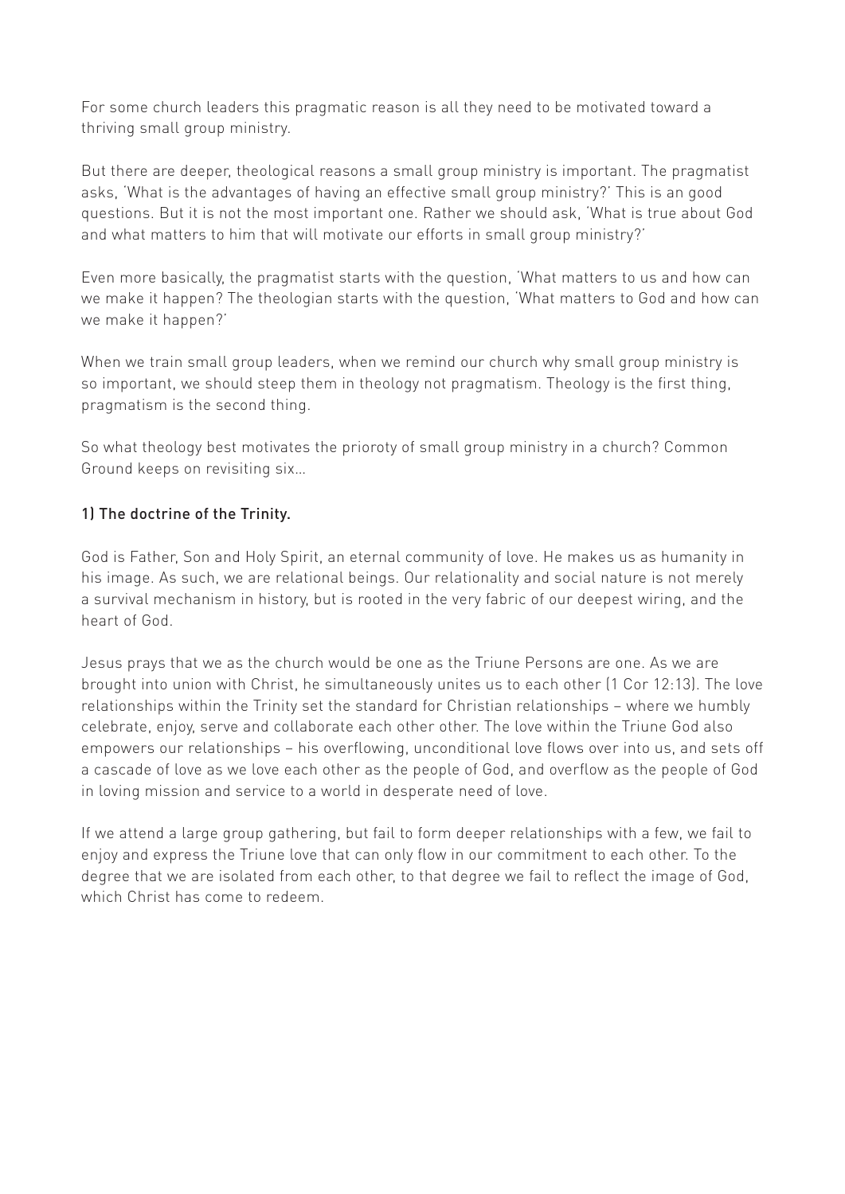For some church leaders this pragmatic reason is all they need to be motivated toward a thriving small group ministry.

But there are deeper, theological reasons a small group ministry is important. The pragmatist asks, 'What is the advantages of having an effective small group ministry?' This is an good questions. But it is not the most important one. Rather we should ask, 'What is true about God and what matters to him that will motivate our efforts in small group ministry?'

Even more basically, the pragmatist starts with the question, 'What matters to us and how can we make it happen? The theologian starts with the question, 'What matters to God and how can we make it happen?'

When we train small group leaders, when we remind our church why small group ministry is so important, we should steep them in theology not pragmatism. Theology is the first thing, pragmatism is the second thing.

So what theology best motivates the prioroty of small group ministry in a church? Common Ground keeps on revisiting six...

### 1) The doctrine of the Trinity.

God is Father, Son and Holy Spirit, an eternal community of love. He makes us as humanity in his image. As such, we are relational beings. Our relationality and social nature is not merely a survival mechanism in history, but is rooted in the very fabric of our deepest wiring, and the heart of God.

Jesus prays that we as the church would be one as the Triune Persons are one. As we are brought into union with Christ, he simultaneously unites us to each other (1 Cor 12:13). The love relationships within the Trinity set the standard for Christian relationships – where we humbly celebrate, enjoy, serve and collaborate each other other. The love within the Triune God also empowers our relationships – his overflowing, unconditional love flows over into us, and sets off a cascade of love as we love each other as the people of God, and overflow as the people of God in loving mission and service to a world in desperate need of love.

If we attend a large group gathering, but fail to form deeper relationships with a few, we fail to enjoy and express the Triune love that can only flow in our commitment to each other. To the degree that we are isolated from each other, to that degree we fail to reflect the image of God, which Christ has come to redeem.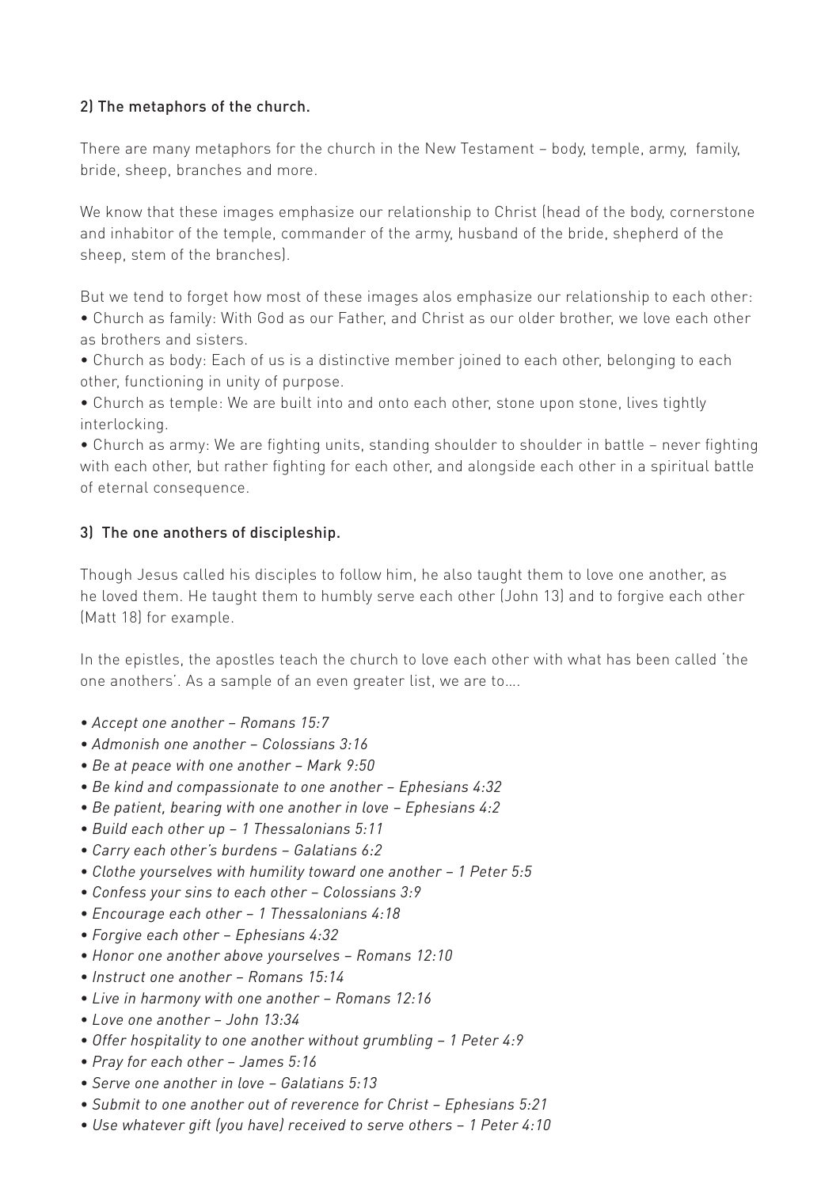## 2) The metaphors of the church.

There are many metaphors for the church in the New Testament – body, temple, army, family, bride, sheep, branches and more.

We know that these images emphasize our relationship to Christ (head of the body, cornerstone and inhabitor of the temple, commander of the army, husband of the bride, shepherd of the sheep, stem of the branches).

But we tend to forget how most of these images alos emphasize our relationship to each other:

- Church as family: With God as our Father, and Christ as our older brother, we love each other as brothers and sisters.
- Church as body: Each of us is a distinctive member joined to each other, belonging to each other, functioning in unity of purpose.
- Church as temple: We are built into and onto each other, stone upon stone, lives tightly interlocking.
- Church as army: We are fighting units, standing shoulder to shoulder in battle – never fighting with each other, but rather fighting for each other, and alongside each other in a spiritual battle of eternal consequence.

## 3) The one anothers of discipleship.

Though Jesus called his disciples to follow him, he also taught them to love one another, as he loved them. He taught them to humbly serve each other (John 13) and to forgive each other (Matt 18) for example.

In the epistles, the apostles teach the church to love each other with what has been called 'the one anothers'. As a sample of an even greater list, we are to....

- *Accept one another – Romans 15:7*
- *Admonish one another – Colossians 3:16*
- *Be at peace with one another – Mark 9:50*
- *Be kind and compassionate to one another – Ephesians 4:32*
- *Be patient, bearing with one another in love – Ephesians 4:2*
- *Build each other up – 1 Thessalonians 5:11*
- *Carry each other's burdens – Galatians 6:2*
- *Clothe yourselves with humility toward one another – 1 Peter 5:5*
- *Confess your sins to each other – Colossians 3:9*
- *Encourage each other – 1 Thessalonians 4:18*
- *Forgive each other – Ephesians 4:32*
- *Honor one another above yourselves – Romans 12:10*
- *Instruct one another – Romans 15:14*
- *Live in harmony with one another – Romans 12:16*
- *Love one another – John 13:34*
- *Offer hospitality to one another without grumbling – 1 Peter 4:9*
- *Pray for each other – James 5:16*
- *Serve one another in love – Galatians 5:13*
- *Submit to one another out of reverence for Christ – Ephesians 5:21*
- *Use whatever gift (you have) received to serve others – 1 Peter 4:10*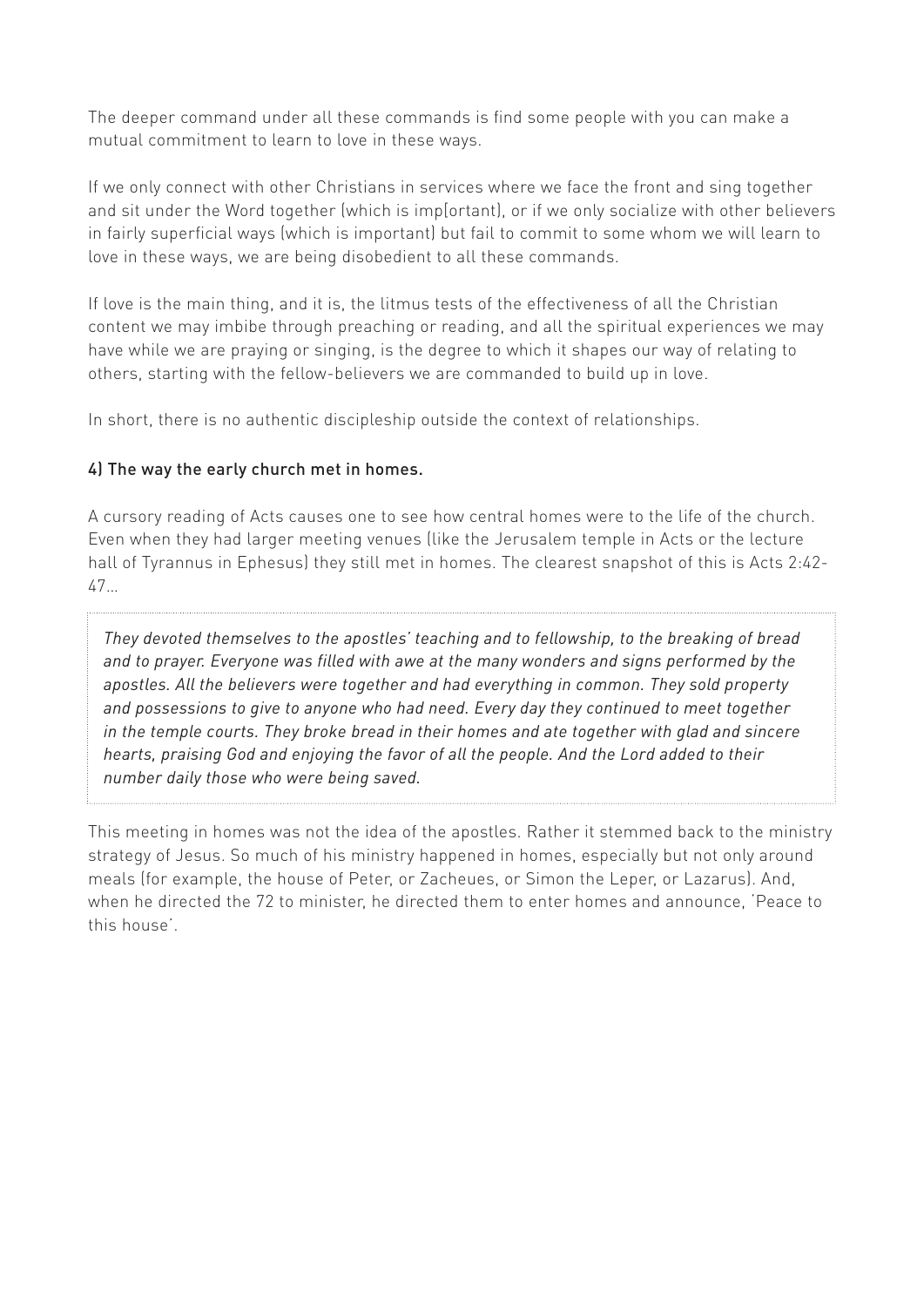The deeper command under all these commands is find some people with you can make a mutual commitment to learn to love in these ways.

If we only connect with other Christians in services where we face the front and sing together and sit under the Word together (which is imp[ortant), or if we only socialize with other believers in fairly superficial ways (which is important) but fail to commit to some whom we will learn to love in these ways, we are being disobedient to all these commands.

If love is the main thing, and it is, the litmus tests of the effectiveness of all the Christian content we may imbibe through preaching or reading, and all the spiritual experiences we may have while we are praying or singing, is the degree to which it shapes our way of relating to others, starting with the fellow-believers we are commanded to build up in love.

In short, there is no authentic discipleship outside the context of relationships.

### 4) The way the early church met in homes.

A cursory reading of Acts causes one to see how central homes were to the life of the church. Even when they had larger meeting venues (like the Jerusalem temple in Acts or the lecture hall of Tyrannus in Ephesus) they still met in homes. The clearest snapshot of this is Acts 2:42-47...

> *They devoted themselves to the apostles' teaching and to fellowship, to the breaking of bread and to prayer. Everyone was filled with awe at the many wonders and signs performed by the apostles. All the believers were together and had everything in common. They sold property and possessions to give to anyone who had need. Every day they continued to meet together in the temple courts. They broke bread in their homes and ate together with glad and sincere hearts, praising God and enjoying the favor of all the people. And the Lord added to their number daily those who were being saved.*

This meeting in homes was not the idea of the apostles. Rather it stemmed back to the ministry strategy of Jesus. So much of his ministry happened in homes, especially but not only around meals (for example, the house of Peter, or Zacheues, or Simon the Leper, or Lazarus). And, when he directed the 72 to minister, he directed them to enter homes and announce, 'Peace to this house'.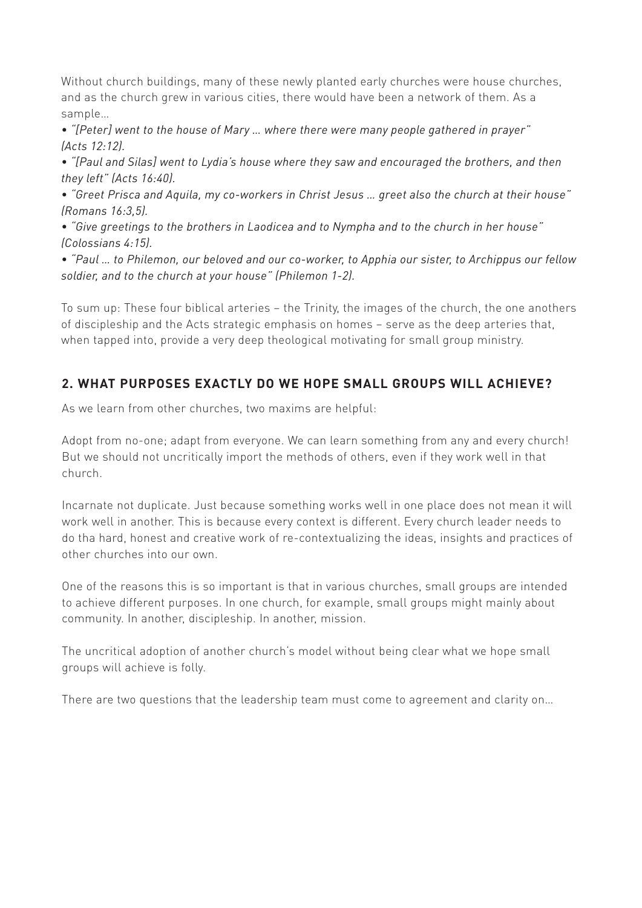Without church buildings, many of these newly planted early churches were house churches, and as the church grew in various cities, there would have been a network of them. As a sample…

- *"[Peter] went to the house of Mary … where there were many people gathered in prayer" (Acts 12:12).*
- *"[Paul and Silas] went to Lydia's house where they saw and encouraged the brothers, and then they left" (Acts 16:40).*
- *"Greet Prisca and Aquila, my co-workers in Christ Jesus … greet also the church at their house" (Romans 16:3,5).*
- *"Give greetings to the brothers in Laodicea and to Nympha and to the church in her house" (Colossians 4:15).*
- *"Paul … to Philemon, our beloved and our co-worker, to Apphia our sister, to Archippus our fellow soldier, and to the church at your house" (Philemon 1-2).*

To sum up: These four biblical arteries – the Trinity, the images of the church, the one anothers of discipleship and the Acts strategic emphasis on homes – serve as the deep arteries that, when tapped into, provide a very deep theological motivating for small group ministry.

## 2. WHAT PURPOSES EXACTLY DO WE HOPE SMALL GROUPS WILL ACHIEVE?

As we learn from other churches, two maxims are helpful:

Adopt from no-one; adapt from everyone. We can learn something from any and every church! But we should not uncritically import the methods of others, even if they work well in that church.

Incarnate not duplicate. Just because something works well in one place does not mean it will work well in another. This is because every context is different. Every church leader needs to do tha hard, honest and creative work of re-contextualizing the ideas, insights and practices of other churches into our own.

One of the reasons this is so important is that in various churches, small groups are intended to achieve different purposes. In one church, for example, small groups might mainly about community. In another, discipleship. In another, mission.

The uncritical adoption of another church's model without being clear what we hope small groups will achieve is folly.

There are two questions that the leadership team must come to agreement and clarity on…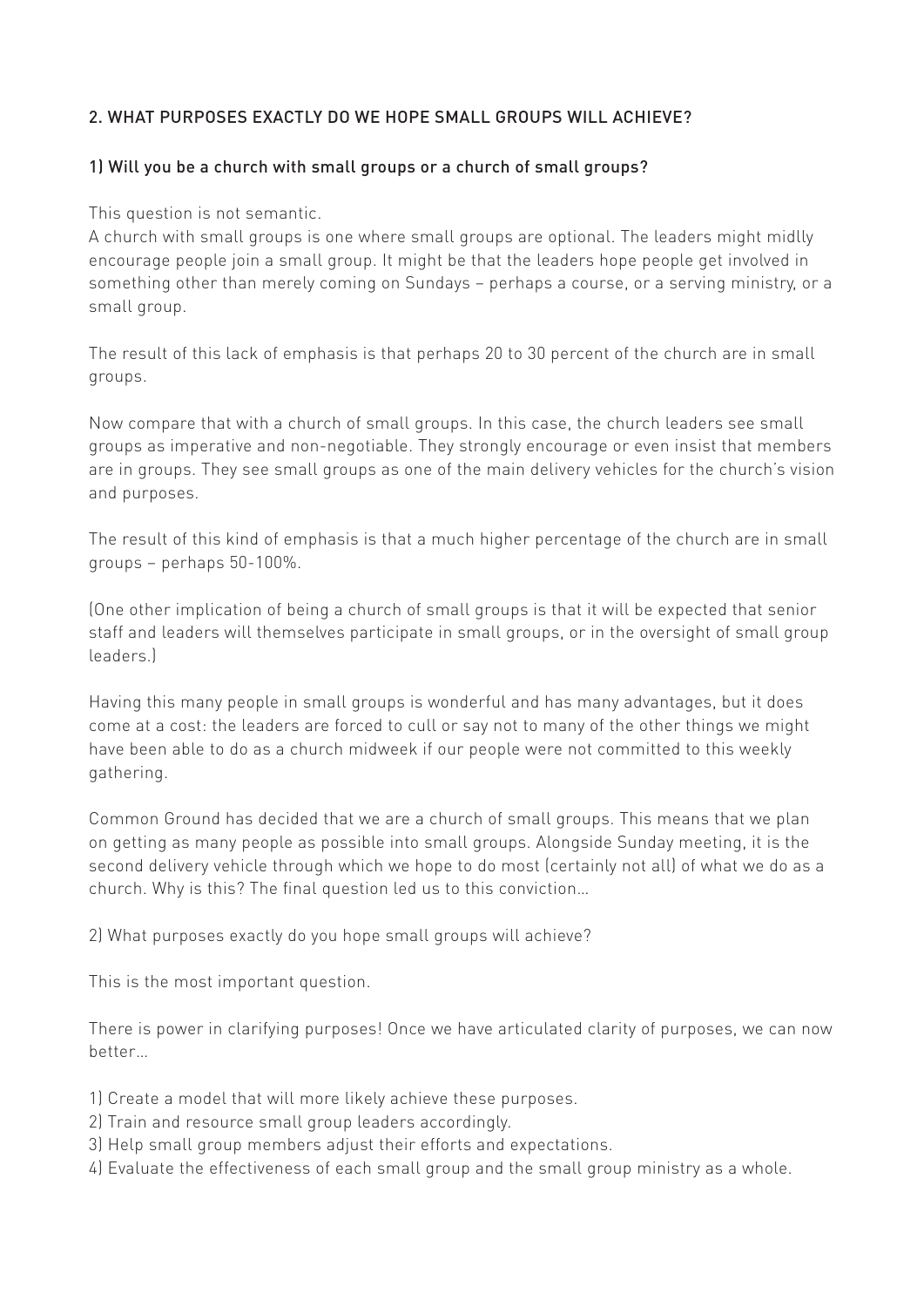## 2. WHAT PURPOSES EXACTLY DO WE HOPE SMALL GROUPS WILL ACHIEVE?

### 1) Will you be a church with small groups or a church of small groups?

This question is not semantic.
A church with small groups is one where small groups are optional. The leaders might midlly encourage people join a small group. It might be that the leaders hope people get involved in something other than merely coming on Sundays – perhaps a course, or a serving ministry, or a small group.

The result of this lack of emphasis is that perhaps 20 to 30 percent of the church are in small groups.

Now compare that with a church of small groups. In this case, the church leaders see small groups as imperative and non-negotiable. They strongly encourage or even insist that members are in groups. They see small groups as one of the main delivery vehicles for the church's vision and purposes.

The result of this kind of emphasis is that a much higher percentage of the church are in small groups – perhaps 50-100%.

(One other implication of being a church of small groups is that it will be expected that senior staff and leaders will themselves participate in small groups, or in the oversight of small group leaders.)

Having this many people in small groups is wonderful and has many advantages, but it does come at a cost: the leaders are forced to cull or say not to many of the other things we might have been able to do as a church midweek if our people were not committed to this weekly gathering.

Common Ground has decided that we are a church of small groups. This means that we plan on getting as many people as possible into small groups. Alongside Sunday meeting, it is the second delivery vehicle through which we hope to do most (certainly not all) of what we do as a church. Why is this? The final question led us to this conviction…

2) What purposes exactly do you hope small groups will achieve?

This is the most important question.

There is power in clarifying purposes! Once we have articulated clarity of purposes, we can now better…

1) Create a model that will more likely achieve these purposes.
2) Train and resource small group leaders accordingly.
3) Help small group members adjust their efforts and expectations.
4) Evaluate the effectiveness of each small group and the small group ministry as a whole.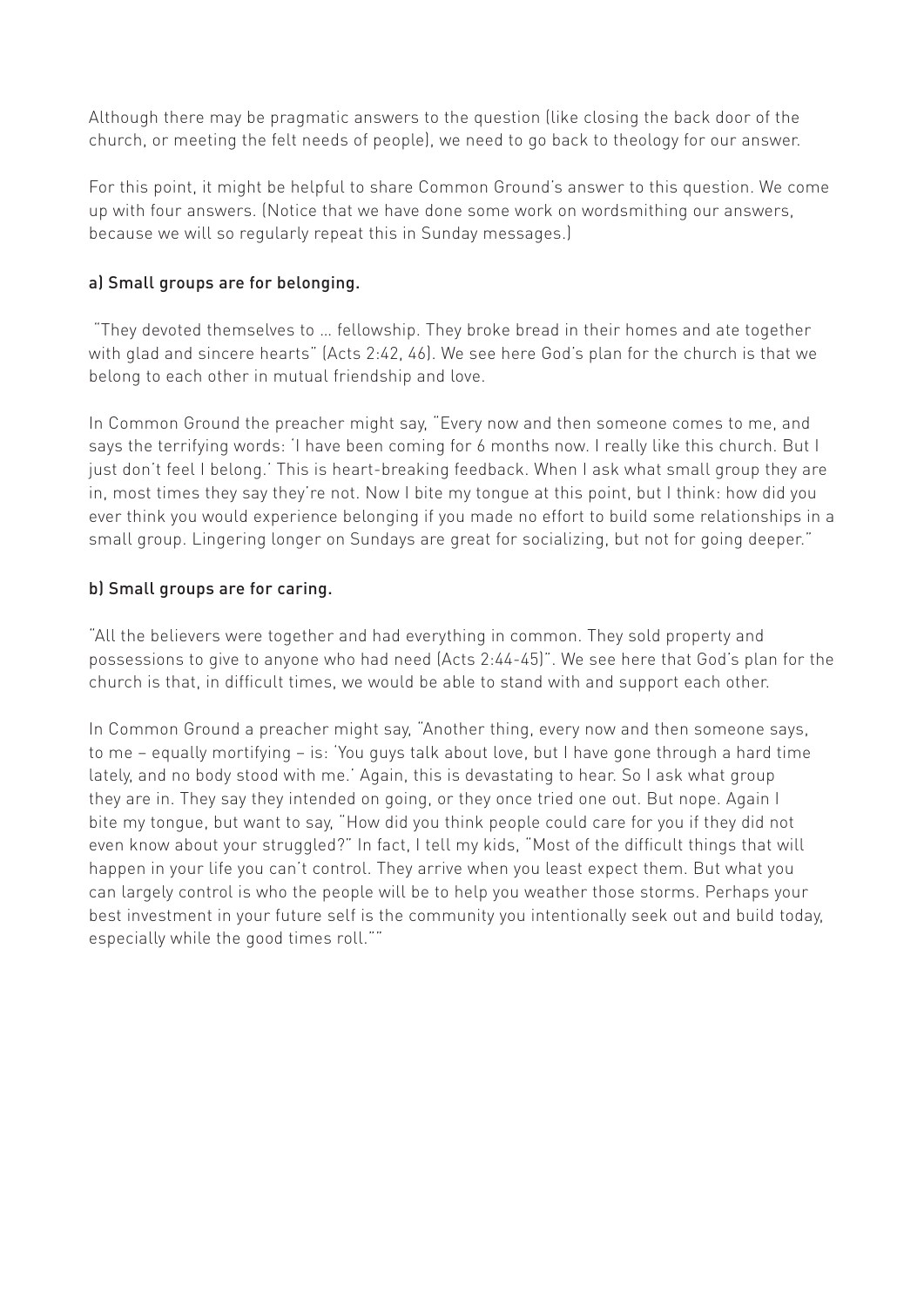Although there may be pragmatic answers to the question (like closing the back door of the church, or meeting the felt needs of people), we need to go back to theology for our answer.

For this point, it might be helpful to share Common Ground's answer to this question. We come up with four answers. (Notice that we have done some work on wordsmithing our answers, because we will so regularly repeat this in Sunday messages.)

### a) Small groups are for belonging.

"They devoted themselves to … fellowship. They broke bread in their homes and ate together with glad and sincere hearts" (Acts 2:42, 46). We see here God's plan for the church is that we belong to each other in mutual friendship and love.

In Common Ground the preacher might say, "Every now and then someone comes to me, and says the terrifying words: 'I have been coming for 6 months now. I really like this church. But I just don't feel I belong.' This is heart-breaking feedback. When I ask what small group they are in, most times they say they're not. Now I bite my tongue at this point, but I think: how did you ever think you would experience belonging if you made no effort to build some relationships in a small group. Lingering longer on Sundays are great for socializing, but not for going deeper."

### b) Small groups are for caring.

"All the believers were together and had everything in common. They sold property and possessions to give to anyone who had need (Acts 2:44-45)". We see here that God's plan for the church is that, in difficult times, we would be able to stand with and support each other.

In Common Ground a preacher might say, "Another thing, every now and then someone says, to me – equally mortifying – is: 'You guys talk about love, but I have gone through a hard time lately, and no body stood with me.' Again, this is devastating to hear. So I ask what group they are in. They say they intended on going, or they once tried one out. But nope. Again I bite my tongue, but want to say, "How did you think people could care for you if they did not even know about your struggled?" In fact, I tell my kids, "Most of the difficult things that will happen in your life you can't control. They arrive when you least expect them. But what you can largely control is who the people will be to help you weather those storms. Perhaps your best investment in your future self is the community you intentionally seek out and build today, especially while the good times roll.""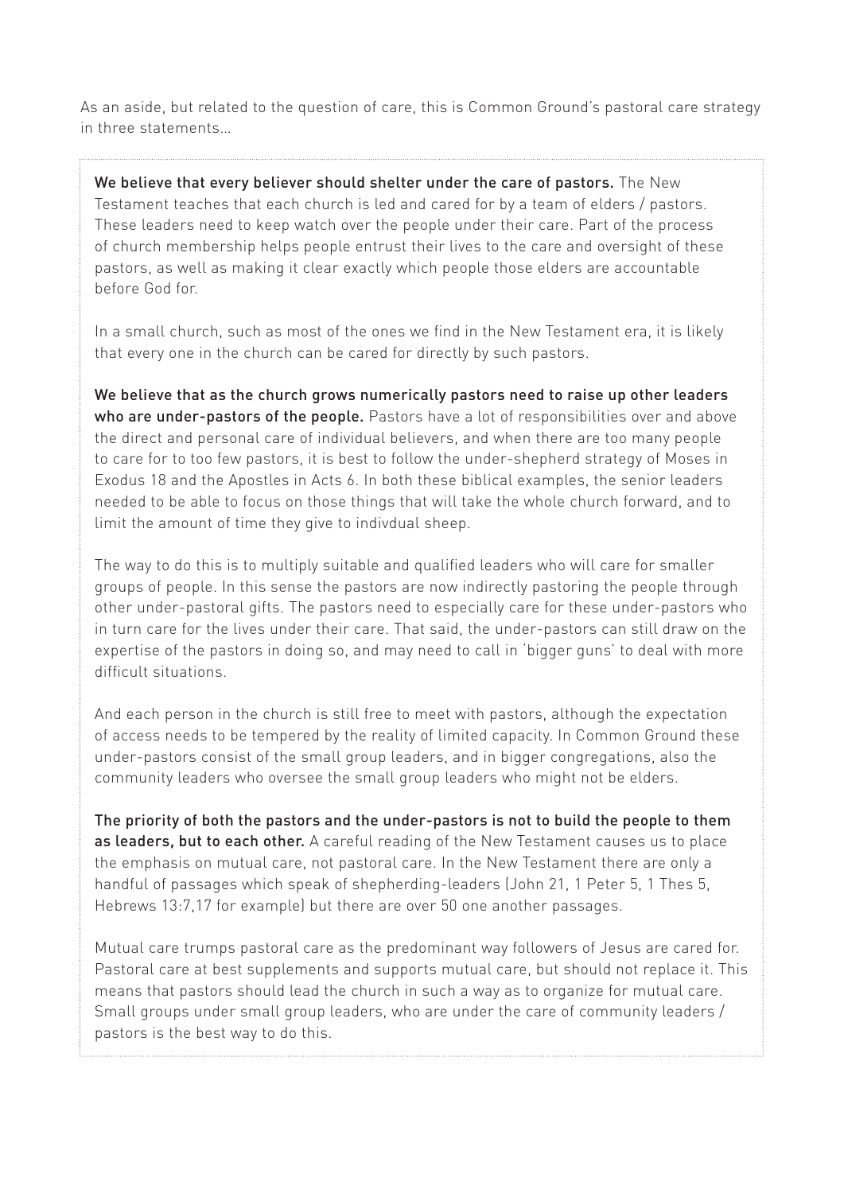As an aside, but related to the question of care, this is Common Ground's pastoral care strategy in three statements...

**We believe that every believer should shelter under the care of pastors.** The New Testament teaches that each church is led and cared for by a team of elders / pastors. These leaders need to keep watch over the people under their care. Part of the process of church membership helps people entrust their lives to the care and oversight of these pastors, as well as making it clear exactly which people those elders are accountable before God for.

In a small church, such as most of the ones we find in the New Testament era, it is likely that every one in the church can be cared for directly by such pastors.

**We believe that as the church grows numerically pastors need to raise up other leaders who are under-pastors of the people.** Pastors have a lot of responsibilities over and above the direct and personal care of individual believers, and when there are too many people to care for to too few pastors, it is best to follow the under-shepherd strategy of Moses in Exodus 18 and the Apostles in Acts 6. In both these biblical examples, the senior leaders needed to be able to focus on those things that will take the whole church forward, and to limit the amount of time they give to indivdual sheep.

The way to do this is to multiply suitable and qualified leaders who will care for smaller groups of people. In this sense the pastors are now indirectly pastoring the people through other under-pastoral gifts. The pastors need to especially care for these under-pastors who in turn care for the lives under their care. That said, the under-pastors can still draw on the expertise of the pastors in doing so, and may need to call in 'bigger guns' to deal with more difficult situations.

And each person in the church is still free to meet with pastors, although the expectation of access needs to be tempered by the reality of limited capacity. In Common Ground these under-pastors consist of the small group leaders, and in bigger congregations, also the community leaders who oversee the small group leaders who might not be elders.

**The priority of both the pastors and the under-pastors is not to build the people to them as leaders, but to each other.** A careful reading of the New Testament causes us to place the emphasis on mutual care, not pastoral care. In the New Testament there are only a handful of passages which speak of shepherding-leaders (John 21, 1 Peter 5, 1 Thes 5, Hebrews 13:7,17 for example) but there are over 50 one another passages.

Mutual care trumps pastoral care as the predominant way followers of Jesus are cared for. Pastoral care at best supplements and supports mutual care, but should not replace it. This means that pastors should lead the church in such a way as to organize for mutual care. Small groups under small group leaders, who are under the care of community leaders / pastors is the best way to do this.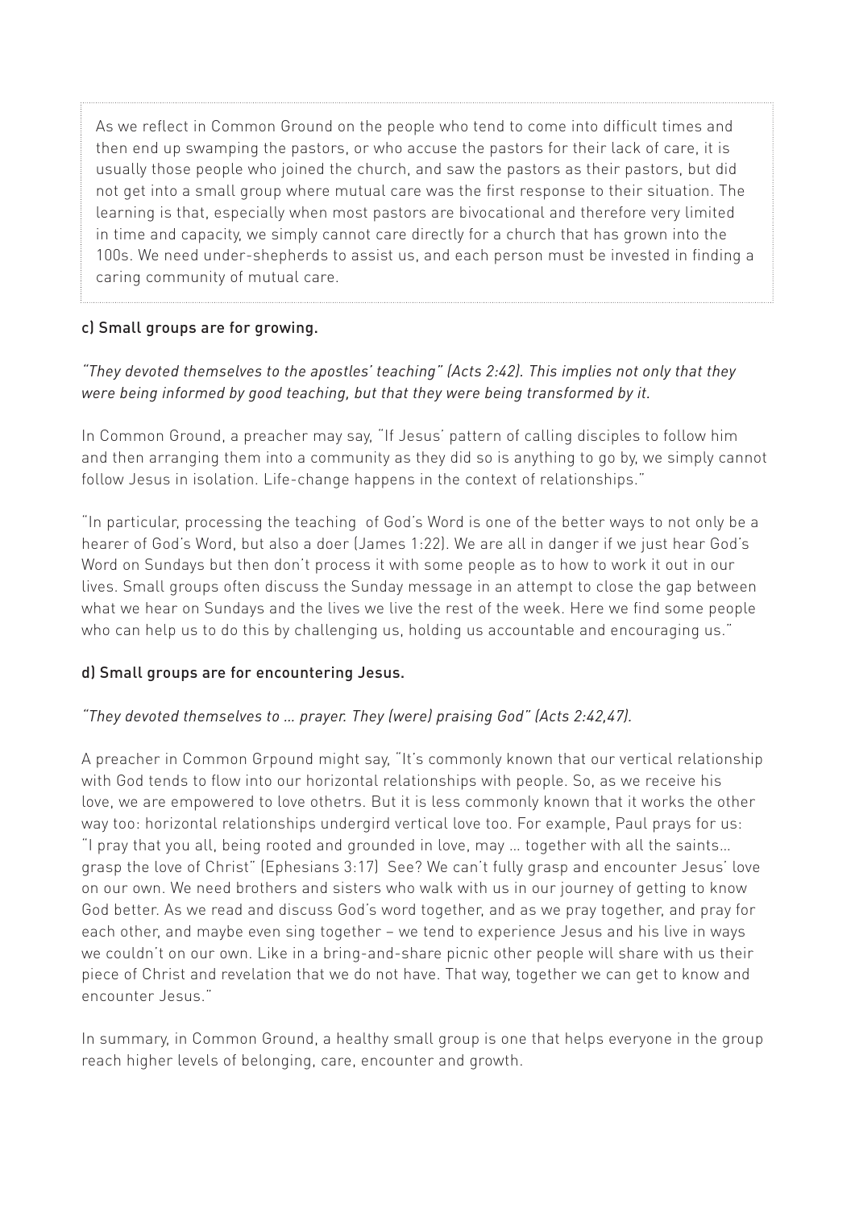As we reflect in Common Ground on the people who tend to come into difficult times and then end up swamping the pastors, or who accuse the pastors for their lack of care, it is usually those people who joined the church, and saw the pastors as their pastors, but did not get into a small group where mutual care was the first response to their situation. The learning is that, especially when most pastors are bivocational and therefore very limited in time and capacity, we simply cannot care directly for a church that has grown into the 100s. We need under-shepherds to assist us, and each person must be invested in finding a caring community of mutual care.

### c) Small groups are for growing.

*"They devoted themselves to the apostles' teaching" (Acts 2:42). This implies not only that they were being informed by good teaching, but that they were being transformed by it.*

In Common Ground, a preacher may say, "If Jesus' pattern of calling disciples to follow him and then arranging them into a community as they did so is anything to go by, we simply cannot follow Jesus in isolation. Life-change happens in the context of relationships."

"In particular, processing the teaching of God's Word is one of the better ways to not only be a hearer of God's Word, but also a doer (James 1:22). We are all in danger if we just hear God's Word on Sundays but then don't process it with some people as to how to work it out in our lives. Small groups often discuss the Sunday message in an attempt to close the gap between what we hear on Sundays and the lives we live the rest of the week. Here we find some people who can help us to do this by challenging us, holding us accountable and encouraging us."

### d) Small groups are for encountering Jesus.

*"They devoted themselves to … prayer. They (were) praising God" (Acts 2:42,47).*

A preacher in Common Grpound might say, "It's commonly known that our vertical relationship with God tends to flow into our horizontal relationships with people. So, as we receive his love, we are empowered to love othetrs. But it is less commonly known that it works the other way too: horizontal relationships undergird vertical love too. For example, Paul prays for us: "I pray that you all, being rooted and grounded in love, may … together with all the saints… grasp the love of Christ" (Ephesians 3:17) See? We can't fully grasp and encounter Jesus' love on our own. We need brothers and sisters who walk with us in our journey of getting to know God better. As we read and discuss God's word together, and as we pray together, and pray for each other, and maybe even sing together – we tend to experience Jesus and his live in ways we couldn't on our own. Like in a bring-and-share picnic other people will share with us their piece of Christ and revelation that we do not have. That way, together we can get to know and encounter Jesus."

In summary, in Common Ground, a healthy small group is one that helps everyone in the group reach higher levels of belonging, care, encounter and growth.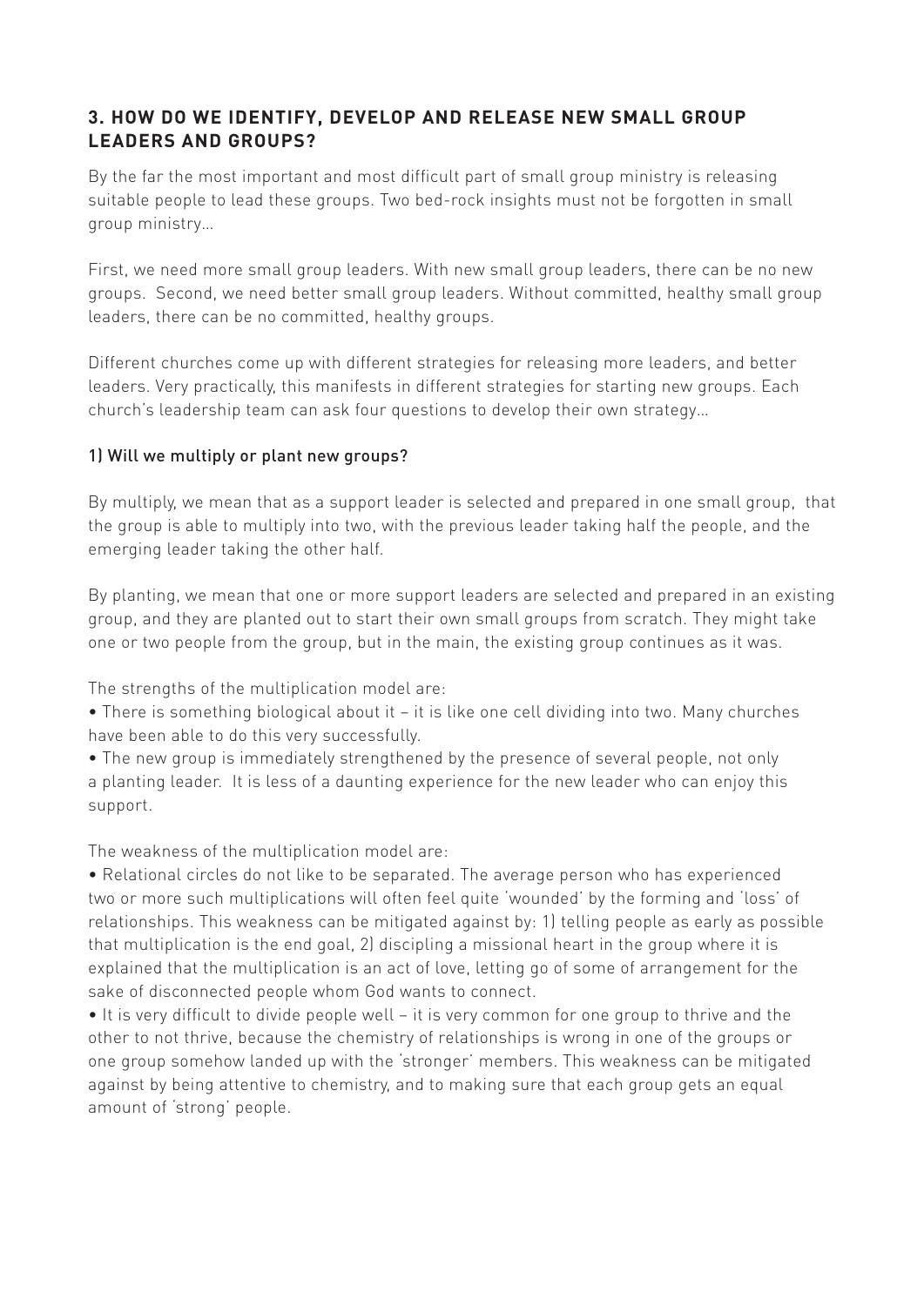### 3. HOW DO WE IDENTIFY, DEVELOP AND RELEASE NEW SMALL GROUP LEADERS AND GROUPS?

By the far the most important and most difficult part of small group ministry is releasing suitable people to lead these groups. Two bed-rock insights must not be forgotten in small group ministry…

First, we need more small group leaders. With new small group leaders, there can be no new groups. Second, we need better small group leaders. Without committed, healthy small group leaders, there can be no committed, healthy groups.

Different churches come up with different strategies for releasing more leaders, and better leaders. Very practically, this manifests in different strategies for starting new groups. Each church's leadership team can ask four questions to develop their own strategy…

#### 1) Will we multiply or plant new groups?

By multiply, we mean that as a support leader is selected and prepared in one small group, that the group is able to multiply into two, with the previous leader taking half the people, and the emerging leader taking the other half.

By planting, we mean that one or more support leaders are selected and prepared in an existing group, and they are planted out to start their own small groups from scratch. They might take one or two people from the group, but in the main, the existing group continues as it was.

The strengths of the multiplication model are:

- There is something biological about it – it is like one cell dividing into two. Many churches have been able to do this very successfully.
- The new group is immediately strengthened by the presence of several people, not only a planting leader. It is less of a daunting experience for the new leader who can enjoy this support.

The weakness of the multiplication model are:

- Relational circles do not like to be separated. The average person who has experienced two or more such multiplications will often feel quite 'wounded' by the forming and 'loss' of relationships. This weakness can be mitigated against by: 1) telling people as early as possible that multiplication is the end goal, 2) discipling a missional heart in the group where it is explained that the multiplication is an act of love, letting go of some of arrangement for the sake of disconnected people whom God wants to connect.
- It is very difficult to divide people well – it is very common for one group to thrive and the other to not thrive, because the chemistry of relationships is wrong in one of the groups or one group somehow landed up with the 'stronger' members. This weakness can be mitigated against by being attentive to chemistry, and to making sure that each group gets an equal amount of 'strong' people.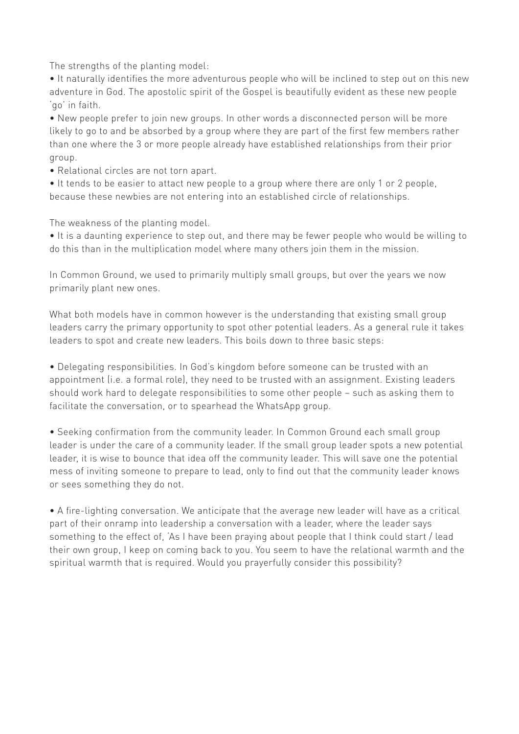The strengths of the planting model:

- It naturally identifies the more adventurous people who will be inclined to step out on this new adventure in God. The apostolic spirit of the Gospel is beautifully evident as these new people 'go' in faith.
- New people prefer to join new groups. In other words a disconnected person will be more likely to go to and be absorbed by a group where they are part of the first few members rather than one where the 3 or more people already have established relationships from their prior group.
- Relational circles are not torn apart.
- It tends to be easier to attact new people to a group where there are only 1 or 2 people, because these newbies are not entering into an established circle of relationships.

The weakness of the planting model.

- It is a daunting experience to step out, and there may be fewer people who would be willing to do this than in the multiplication model where many others join them in the mission.

In Common Ground, we used to primarily multiply small groups, but over the years we now primarily plant new ones.

What both models have in common however is the understanding that existing small group leaders carry the primary opportunity to spot other potential leaders. As a general rule it takes leaders to spot and create new leaders. This boils down to three basic steps:

- Delegating responsibilities. In God's kingdom before someone can be trusted with an appointment (i.e. a formal role), they need to be trusted with an assignment. Existing leaders should work hard to delegate responsibilities to some other people – such as asking them to facilitate the conversation, or to spearhead the WhatsApp group.

- Seeking confirmation from the community leader. In Common Ground each small group leader is under the care of a community leader. If the small group leader spots a new potential leader, it is wise to bounce that idea off the community leader. This will save one the potential mess of inviting someone to prepare to lead, only to find out that the community leader knows or sees something they do not.

- A fire-lighting conversation. We anticipate that the average new leader will have as a critical part of their onramp into leadership a conversation with a leader, where the leader says something to the effect of, 'As I have been praying about people that I think could start / lead their own group, I keep on coming back to you. You seem to have the relational warmth and the spiritual warmth that is required. Would you prayerfully consider this possibility?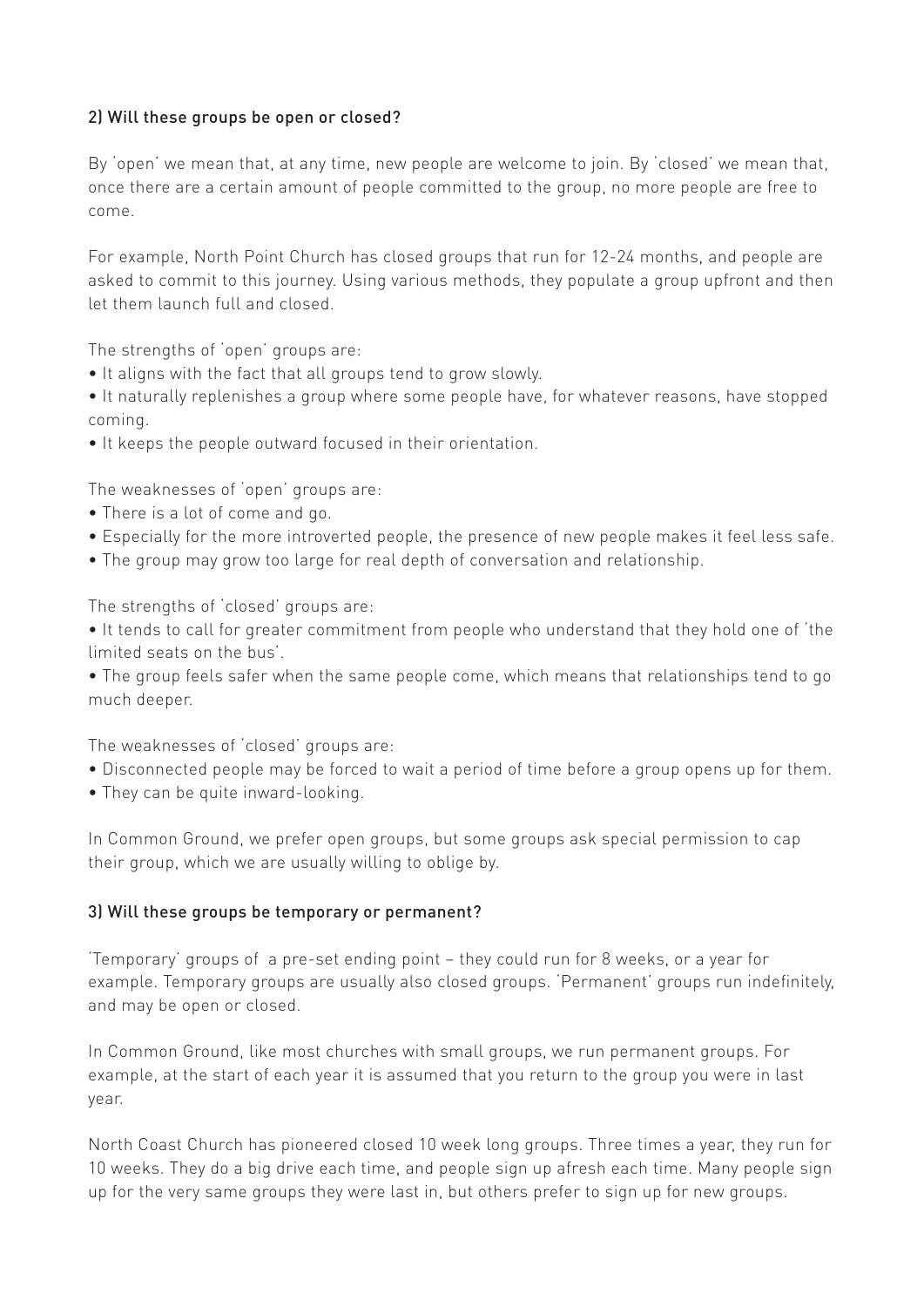### 2) Will these groups be open or closed?

By 'open' we mean that, at any time, new people are welcome to join. By 'closed' we mean that, once there are a certain amount of people committed to the group, no more people are free to come.

For example, North Point Church has closed groups that run for 12-24 months, and people are asked to commit to this journey. Using various methods, they populate a group upfront and then let them launch full and closed.

The strengths of 'open' groups are:

- It aligns with the fact that all groups tend to grow slowly.
- It naturally replenishes a group where some people have, for whatever reasons, have stopped coming.
- It keeps the people outward focused in their orientation.

The weaknesses of 'open' groups are:

- There is a lot of come and go.
- Especially for the more introverted people, the presence of new people makes it feel less safe.
- The group may grow too large for real depth of conversation and relationship.

The strengths of 'closed' groups are:

- It tends to call for greater commitment from people who understand that they hold one of 'the limited seats on the bus'.
- The group feels safer when the same people come, which means that relationships tend to go much deeper.

The weaknesses of 'closed' groups are:

- Disconnected people may be forced to wait a period of time before a group opens up for them.
- They can be quite inward-looking.

In Common Ground, we prefer open groups, but some groups ask special permission to cap their group, which we are usually willing to oblige by.

### 3) Will these groups be temporary or permanent?

'Temporary' groups of a pre-set ending point – they could run for 8 weeks, or a year for example. Temporary groups are usually also closed groups. 'Permanent' groups run indefinitely, and may be open or closed.

In Common Ground, like most churches with small groups, we run permanent groups. For example, at the start of each year it is assumed that you return to the group you were in last year.

North Coast Church has pioneered closed 10 week long groups. Three times a year, they run for 10 weeks. They do a big drive each time, and people sign up afresh each time. Many people sign up for the very same groups they were last in, but others prefer to sign up for new groups.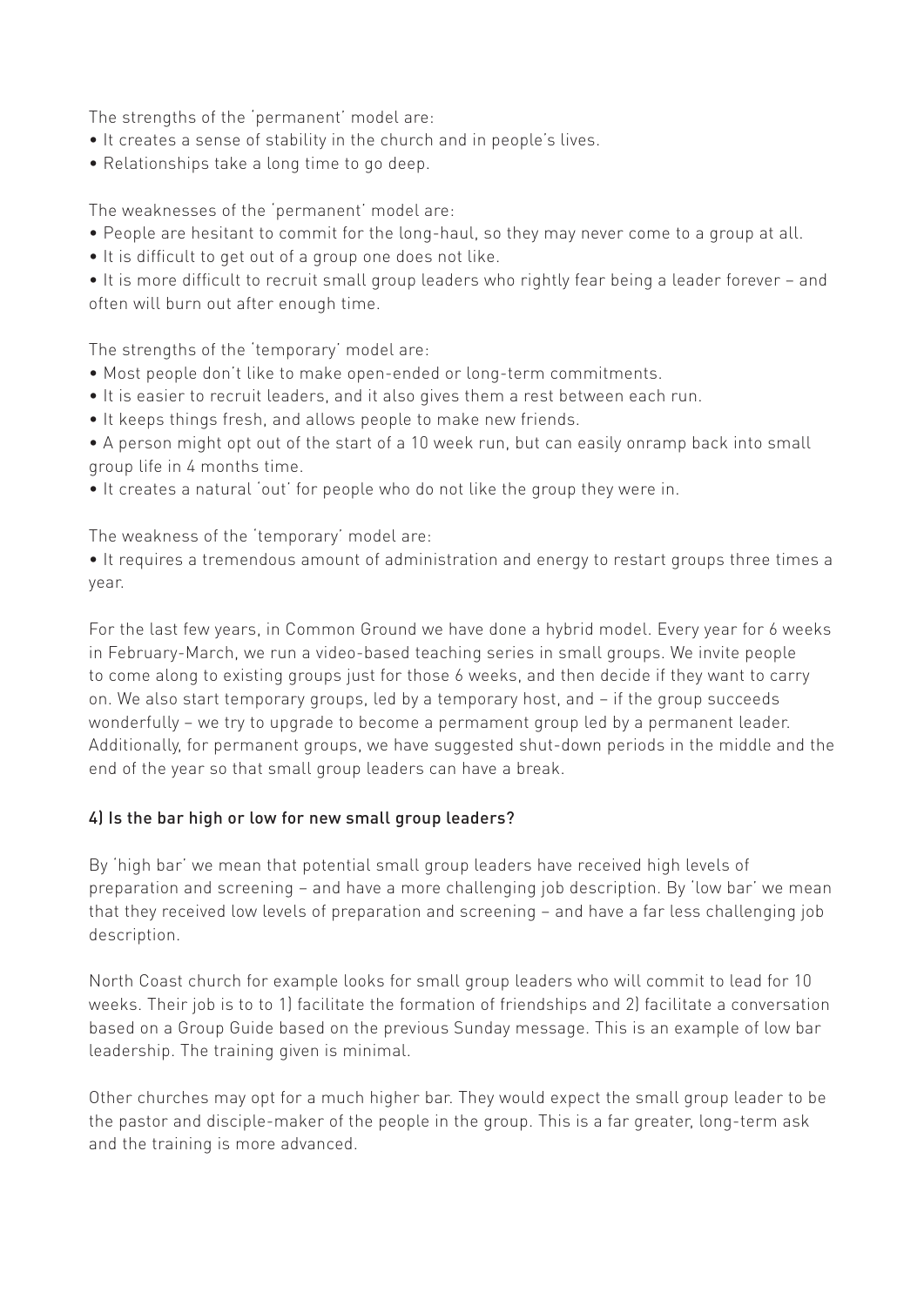The strengths of the 'permanent' model are:

- It creates a sense of stability in the church and in people's lives.
- Relationships take a long time to go deep.

The weaknesses of the 'permanent' model are:

- People are hesitant to commit for the long-haul, so they may never come to a group at all.
- It is difficult to get out of a group one does not like.
- It is more difficult to recruit small group leaders who rightly fear being a leader forever – and often will burn out after enough time.

The strengths of the 'temporary' model are:

- Most people don't like to make open-ended or long-term commitments.
- It is easier to recruit leaders, and it also gives them a rest between each run.
- It keeps things fresh, and allows people to make new friends.
- A person might opt out of the start of a 10 week run, but can easily onramp back into small group life in 4 months time.
- It creates a natural 'out' for people who do not like the group they were in.

The weakness of the 'temporary' model are:

- It requires a tremendous amount of administration and energy to restart groups three times a year.

For the last few years, in Common Ground we have done a hybrid model. Every year for 6 weeks in February-March, we run a video-based teaching series in small groups. We invite people to come along to existing groups just for those 6 weeks, and then decide if they want to carry on. We also start temporary groups, led by a temporary host, and – if the group succeeds wonderfully – we try to upgrade to become a permament group led by a permanent leader. Additionally, for permanent groups, we have suggested shut-down periods in the middle and the end of the year so that small group leaders can have a break.

## 4) Is the bar high or low for new small group leaders?

By 'high bar' we mean that potential small group leaders have received high levels of preparation and screening – and have a more challenging job description. By 'low bar' we mean that they received low levels of preparation and screening – and have a far less challenging job description.

North Coast church for example looks for small group leaders who will commit to lead for 10 weeks. Their job is to to 1) facilitate the formation of friendships and 2) facilitate a conversation based on a Group Guide based on the previous Sunday message. This is an example of low bar leadership. The training given is minimal.

Other churches may opt for a much higher bar. They would expect the small group leader to be the pastor and disciple-maker of the people in the group. This is a far greater, long-term ask and the training is more advanced.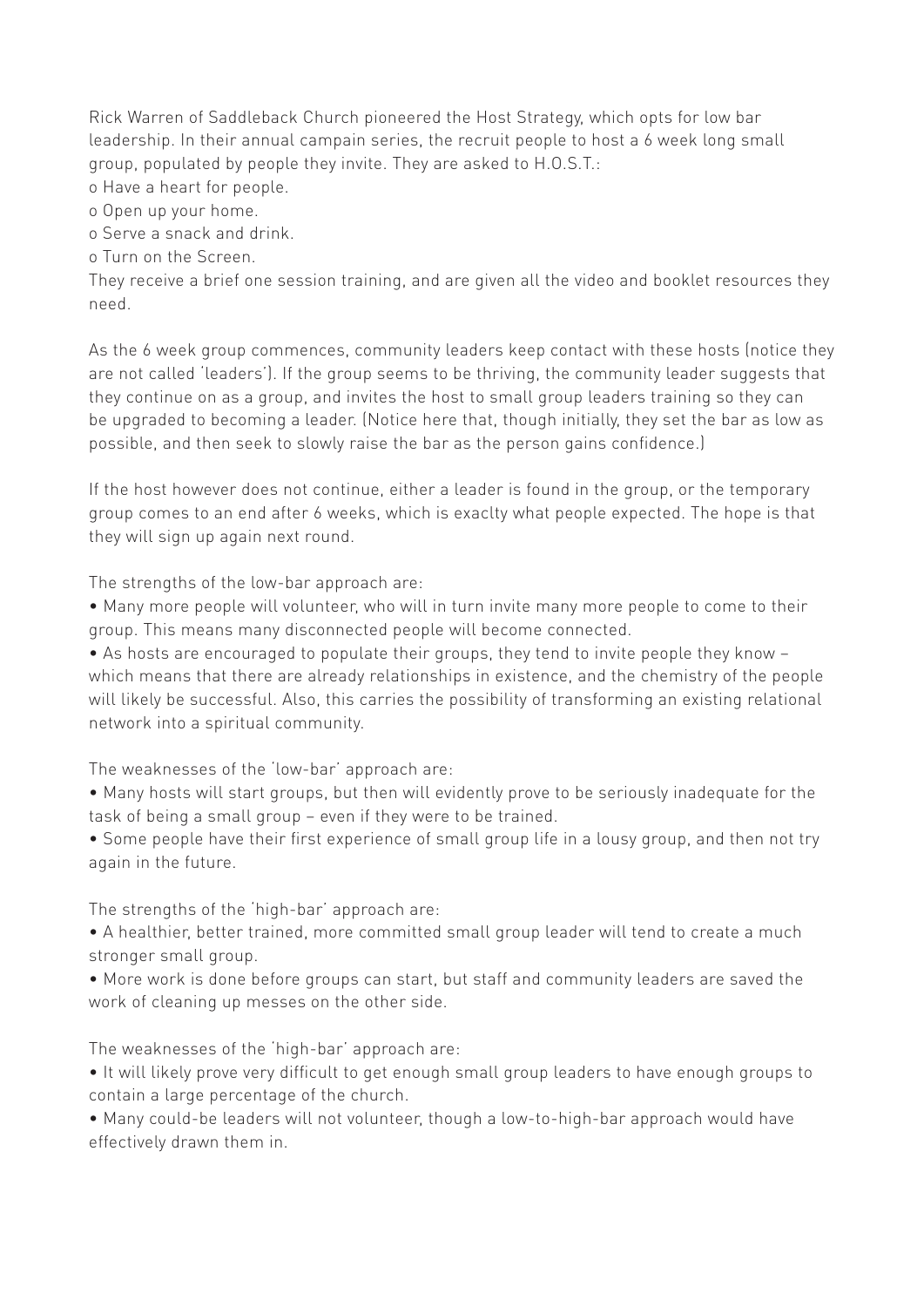Rick Warren of Saddleback Church pioneered the Host Strategy, which opts for low bar leadership. In their annual campain series, the recruit people to host a 6 week long small group, populated by people they invite. They are asked to H.O.S.T.:

- o Have a heart for people.
- o Open up your home.
- o Serve a snack and drink.
- o Turn on the Screen.

They receive a brief one session training, and are given all the video and booklet resources they need.

As the 6 week group commences, community leaders keep contact with these hosts (notice they are not called 'leaders'). If the group seems to be thriving, the community leader suggests that they continue on as a group, and invites the host to small group leaders training so they can be upgraded to becoming a leader. (Notice here that, though initially, they set the bar as low as possible, and then seek to slowly raise the bar as the person gains confidence.)

If the host however does not continue, either a leader is found in the group, or the temporary group comes to an end after 6 weeks, which is exaclty what people expected. The hope is that they will sign up again next round.

The strengths of the low-bar approach are:

- Many more people will volunteer, who will in turn invite many more people to come to their group. This means many disconnected people will become connected.
- As hosts are encouraged to populate their groups, they tend to invite people they know – which means that there are already relationships in existence, and the chemistry of the people will likely be successful. Also, this carries the possibility of transforming an existing relational network into a spiritual community.

The weaknesses of the 'low-bar' approach are:

- Many hosts will start groups, but then will evidently prove to be seriously inadequate for the task of being a small group – even if they were to be trained.
- Some people have their first experience of small group life in a lousy group, and then not try again in the future.

The strengths of the 'high-bar' approach are:

- A healthier, better trained, more committed small group leader will tend to create a much stronger small group.
- More work is done before groups can start, but staff and community leaders are saved the work of cleaning up messes on the other side.

The weaknesses of the 'high-bar' approach are:

- It will likely prove very difficult to get enough small group leaders to have enough groups to contain a large percentage of the church.
- Many could-be leaders will not volunteer, though a low-to-high-bar approach would have effectively drawn them in.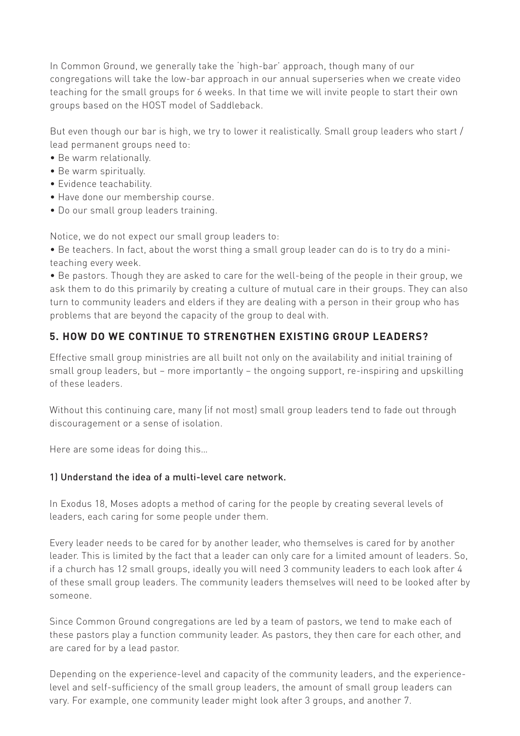In Common Ground, we generally take the 'high-bar' approach, though many of our congregations will take the low-bar approach in our annual superseries when we create video teaching for the small groups for 6 weeks. In that time we will invite people to start their own groups based on the HOST model of Saddleback.

But even though our bar is high, we try to lower it realistically. Small group leaders who start / lead permanent groups need to:

- Be warm relationally.
- Be warm spiritually.
- Evidence teachability.
- Have done our membership course.
- Do our small group leaders training.

Notice, we do not expect our small group leaders to:

- Be teachers. In fact, about the worst thing a small group leader can do is to try do a mini-teaching every week.
- Be pastors. Though they are asked to care for the well-being of the people in their group, we ask them to do this primarily by creating a culture of mutual care in their groups. They can also turn to community leaders and elders if they are dealing with a person in their group who has problems that are beyond the capacity of the group to deal with.

## 5. HOW DO WE CONTINUE TO STRENGTHEN EXISTING GROUP LEADERS?

Effective small group ministries are all built not only on the availability and initial training of small group leaders, but – more importantly – the ongoing support, re-inspiring and upskilling of these leaders.

Without this continuing care, many (if not most) small group leaders tend to fade out through discouragement or a sense of isolation.

Here are some ideas for doing this...

### 1) Understand the idea of a multi-level care network.

In Exodus 18, Moses adopts a method of caring for the people by creating several levels of leaders, each caring for some people under them.

Every leader needs to be cared for by another leader, who themselves is cared for by another leader. This is limited by the fact that a leader can only care for a limited amount of leaders. So, if a church has 12 small groups, ideally you will need 3 community leaders to each look after 4 of these small group leaders. The community leaders themselves will need to be looked after by someone.

Since Common Ground congregations are led by a team of pastors, we tend to make each of these pastors play a function community leader. As pastors, they then care for each other, and are cared for by a lead pastor.

Depending on the experience-level and capacity of the community leaders, and the experience-level and self-sufficiency of the small group leaders, the amount of small group leaders can vary. For example, one community leader might look after 3 groups, and another 7.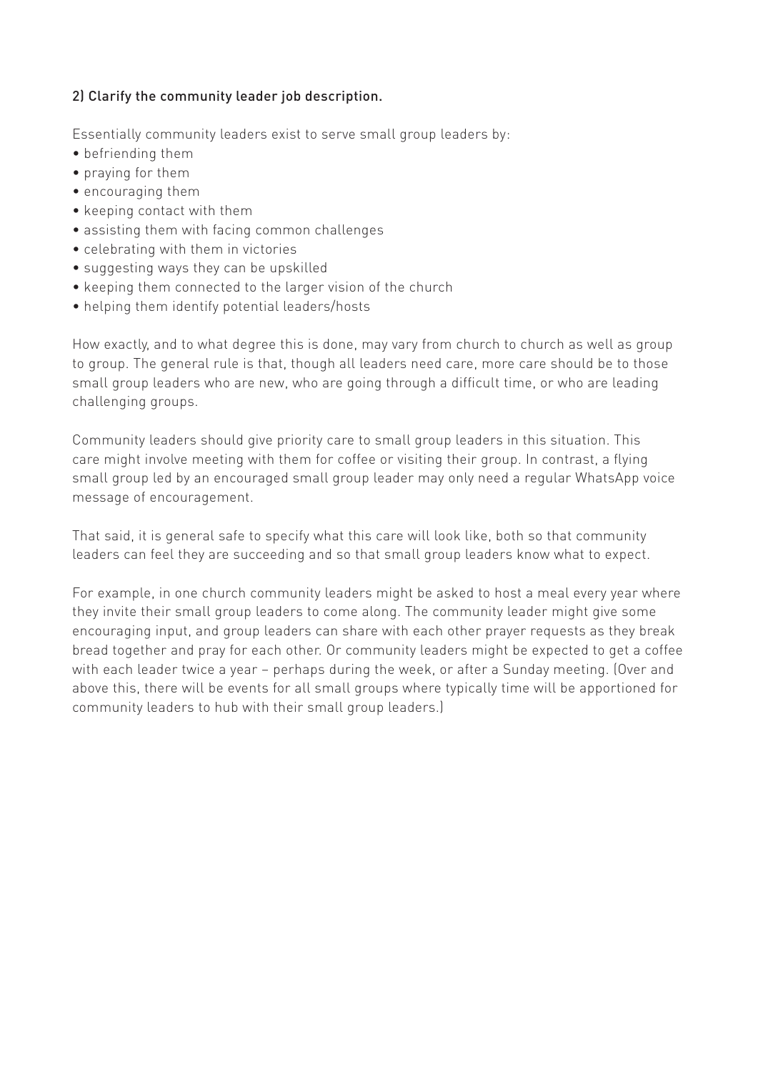## 2) Clarify the community leader job description.

Essentially community leaders exist to serve small group leaders by:

- befriending them
- praying for them
- encouraging them
- keeping contact with them
- assisting them with facing common challenges
- celebrating with them in victories
- suggesting ways they can be upskilled
- keeping them connected to the larger vision of the church
- helping them identify potential leaders/hosts

How exactly, and to what degree this is done, may vary from church to church as well as group to group. The general rule is that, though all leaders need care, more care should be to those small group leaders who are new, who are going through a difficult time, or who are leading challenging groups.

Community leaders should give priority care to small group leaders in this situation. This care might involve meeting with them for coffee or visiting their group. In contrast, a flying small group led by an encouraged small group leader may only need a regular WhatsApp voice message of encouragement.

That said, it is general safe to specify what this care will look like, both so that community leaders can feel they are succeeding and so that small group leaders know what to expect.

For example, in one church community leaders might be asked to host a meal every year where they invite their small group leaders to come along. The community leader might give some encouraging input, and group leaders can share with each other prayer requests as they break bread together and pray for each other. Or community leaders might be expected to get a coffee with each leader twice a year – perhaps during the week, or after a Sunday meeting. (Over and above this, there will be events for all small groups where typically time will be apportioned for community leaders to hub with their small group leaders.)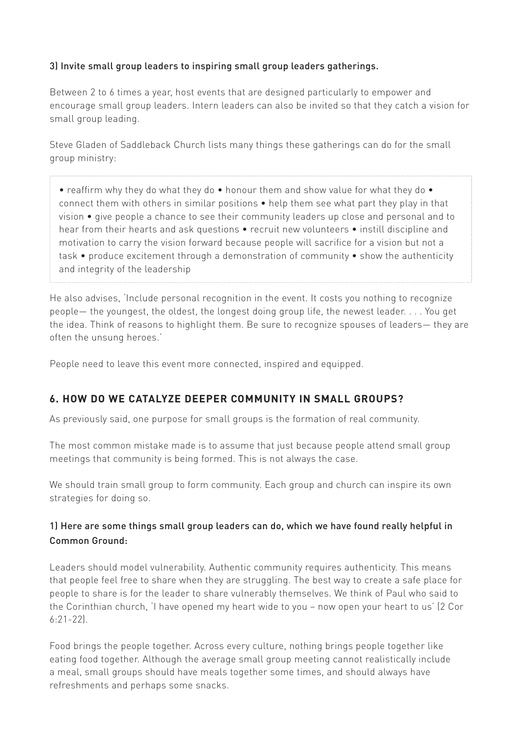### 3) Invite small group leaders to inspiring small group leaders gatherings.

Between 2 to 6 times a year, host events that are designed particularly to empower and encourage small group leaders. Intern leaders can also be invited so that they catch a vision for small group leading.

Steve Gladen of Saddleback Church lists many things these gatherings can do for the small group ministry:

> • reaffirm why they do what they do • honour them and show value for what they do • connect them with others in similar positions • help them see what part they play in that vision • give people a chance to see their community leaders up close and personal and to hear from their hearts and ask questions • recruit new volunteers • instill discipline and motivation to carry the vision forward because people will sacrifice for a vision but not a task • produce excitement through a demonstration of community • show the authenticity and integrity of the leadership

He also advises, 'Include personal recognition in the event. It costs you nothing to recognize people— the youngest, the oldest, the longest doing group life, the newest leader. . . . You get the idea. Think of reasons to highlight them. Be sure to recognize spouses of leaders— they are often the unsung heroes.'

People need to leave this event more connected, inspired and equipped.

## 6. HOW DO WE CATALYZE DEEPER COMMUNITY IN SMALL GROUPS?

As previously said, one purpose for small groups is the formation of real community.

The most common mistake made is to assume that just because people attend small group meetings that community is being formed. This is not always the case.

We should train small group to form community. Each group and church can inspire its own strategies for doing so.

### 1) Here are some things small group leaders can do, which we have found really helpful in Common Ground:

Leaders should model vulnerability. Authentic community requires authenticity. This means that people feel free to share when they are struggling. The best way to create a safe place for people to share is for the leader to share vulnerably themselves. We think of Paul who said to the Corinthian church, 'I have opened my heart wide to you – now open your heart to us' (2 Cor 6:21-22).

Food brings the people together. Across every culture, nothing brings people together like eating food together. Although the average small group meeting cannot realistically include a meal, small groups should have meals together some times, and should always have refreshments and perhaps some snacks.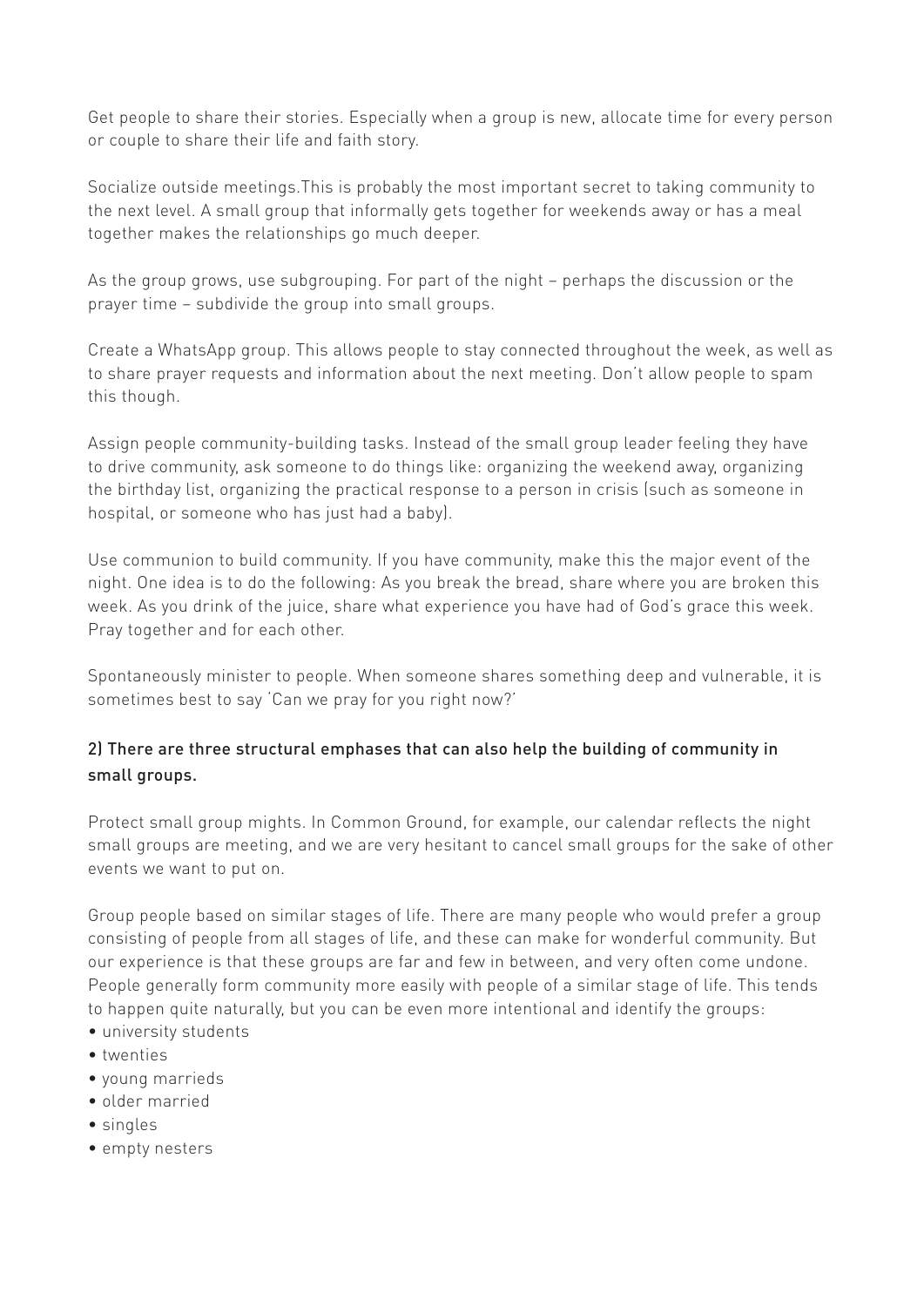Get people to share their stories. Especially when a group is new, allocate time for every person or couple to share their life and faith story.

Socialize outside meetings.This is probably the most important secret to taking community to the next level. A small group that informally gets together for weekends away or has a meal together makes the relationships go much deeper.

As the group grows, use subgrouping. For part of the night – perhaps the discussion or the prayer time – subdivide the group into small groups.

Create a WhatsApp group. This allows people to stay connected throughout the week, as well as to share prayer requests and information about the next meeting. Don't allow people to spam this though.

Assign people community-building tasks. Instead of the small group leader feeling they have to drive community, ask someone to do things like: organizing the weekend away, organizing the birthday list, organizing the practical response to a person in crisis (such as someone in hospital, or someone who has just had a baby).

Use communion to build community. If you have community, make this the major event of the night. One idea is to do the following: As you break the bread, share where you are broken this week. As you drink of the juice, share what experience you have had of God's grace this week. Pray together and for each other.

Spontaneously minister to people. When someone shares something deep and vulnerable, it is sometimes best to say 'Can we pray for you right now?'

### 2) There are three structural emphases that can also help the building of community in small groups.

Protect small group mights. In Common Ground, for example, our calendar reflects the night small groups are meeting, and we are very hesitant to cancel small groups for the sake of other events we want to put on.

Group people based on similar stages of life. There are many people who would prefer a group consisting of people from all stages of life, and these can make for wonderful community. But our experience is that these groups are far and few in between, and very often come undone. People generally form community more easily with people of a similar stage of life. This tends to happen quite naturally, but you can be even more intentional and identify the groups:

- university students
- twenties
- young marrieds
- older married
- singles
- empty nesters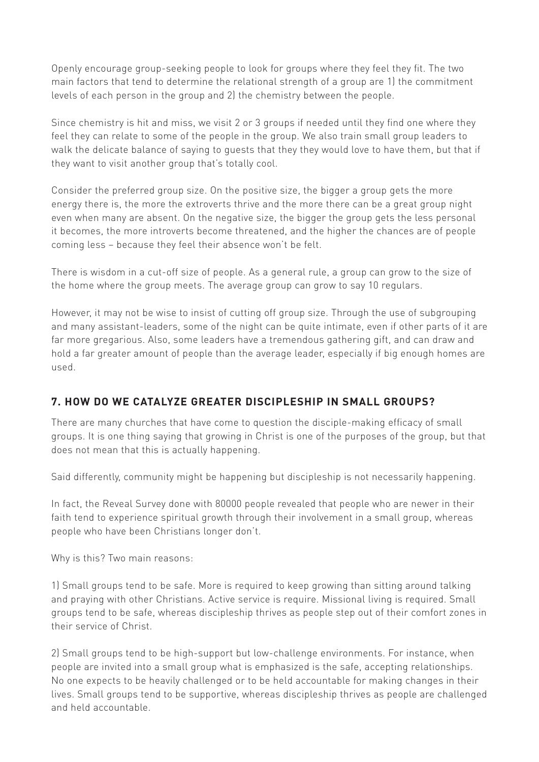Openly encourage group-seeking people to look for groups where they feel they fit. The two main factors that tend to determine the relational strength of a group are 1) the commitment levels of each person in the group and 2) the chemistry between the people.

Since chemistry is hit and miss, we visit 2 or 3 groups if needed until they find one where they feel they can relate to some of the people in the group. We also train small group leaders to walk the delicate balance of saying to guests that they they would love to have them, but that if they want to visit another group that's totally cool.

Consider the preferred group size. On the positive size, the bigger a group gets the more energy there is, the more the extroverts thrive and the more there can be a great group night even when many are absent. On the negative size, the bigger the group gets the less personal it becomes, the more introverts become threatened, and the higher the chances are of people coming less – because they feel their absence won't be felt.

There is wisdom in a cut-off size of people. As a general rule, a group can grow to the size of the home where the group meets. The average group can grow to say 10 regulars.

However, it may not be wise to insist of cutting off group size. Through the use of subgrouping and many assistant-leaders, some of the night can be quite intimate, even if other parts of it are far more gregarious. Also, some leaders have a tremendous gathering gift, and can draw and hold a far greater amount of people than the average leader, especially if big enough homes are used.

## 7. HOW DO WE CATALYZE GREATER DISCIPLESHIP IN SMALL GROUPS?

There are many churches that have come to question the disciple-making efficacy of small groups. It is one thing saying that growing in Christ is one of the purposes of the group, but that does not mean that this is actually happening.

Said differently, community might be happening but discipleship is not necessarily happening.

In fact, the Reveal Survey done with 80000 people revealed that people who are newer in their faith tend to experience spiritual growth through their involvement in a small group, whereas people who have been Christians longer don't.

Why is this? Two main reasons:

1) Small groups tend to be safe. More is required to keep growing than sitting around talking and praying with other Christians. Active service is require. Missional living is required. Small groups tend to be safe, whereas discipleship thrives as people step out of their comfort zones in their service of Christ.

2) Small groups tend to be high-support but low-challenge environments. For instance, when people are invited into a small group what is emphasized is the safe, accepting relationships. No one expects to be heavily challenged or to be held accountable for making changes in their lives. Small groups tend to be supportive, whereas discipleship thrives as people are challenged and held accountable.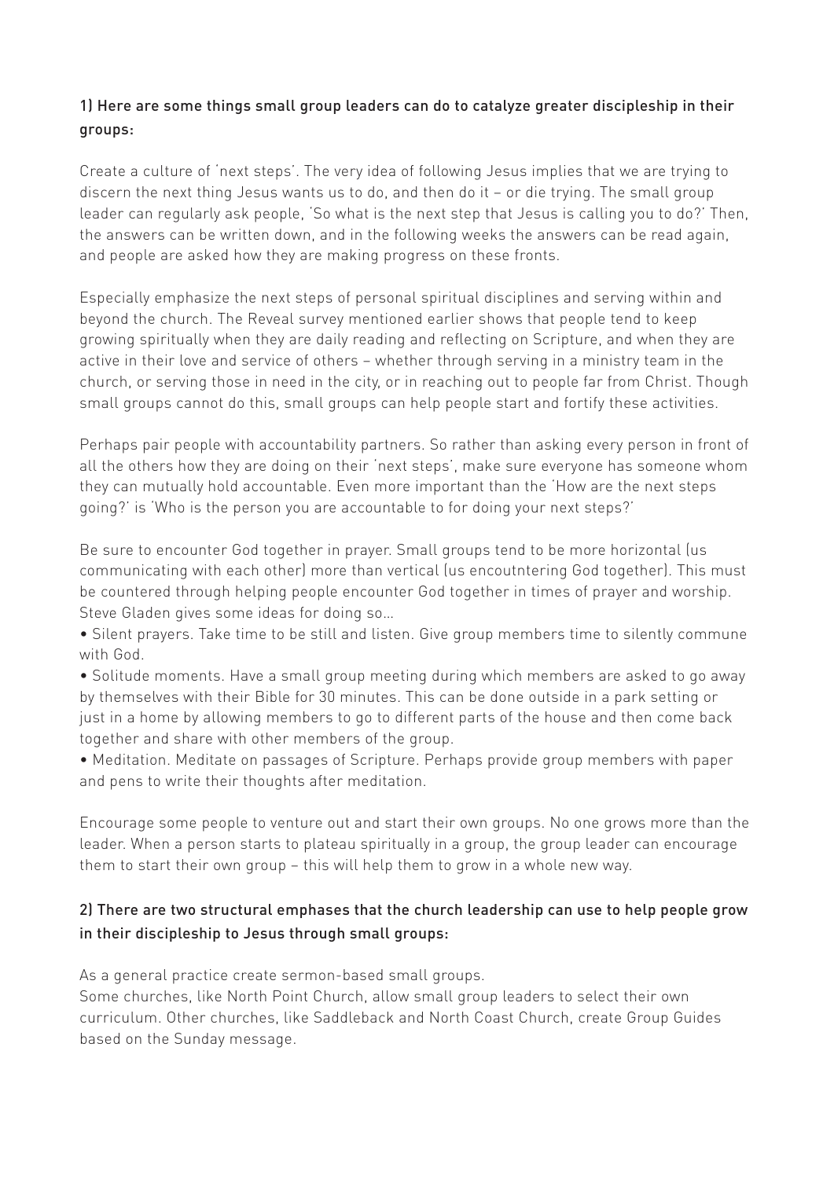### 1) Here are some things small group leaders can do to catalyze greater discipleship in their groups:

Create a culture of 'next steps'. The very idea of following Jesus implies that we are trying to discern the next thing Jesus wants us to do, and then do it – or die trying. The small group leader can regularly ask people, 'So what is the next step that Jesus is calling you to do?' Then, the answers can be written down, and in the following weeks the answers can be read again, and people are asked how they are making progress on these fronts.

Especially emphasize the next steps of personal spiritual disciplines and serving within and beyond the church. The Reveal survey mentioned earlier shows that people tend to keep growing spiritually when they are daily reading and reflecting on Scripture, and when they are active in their love and service of others – whether through serving in a ministry team in the church, or serving those in need in the city, or in reaching out to people far from Christ. Though small groups cannot do this, small groups can help people start and fortify these activities.

Perhaps pair people with accountability partners. So rather than asking every person in front of all the others how they are doing on their 'next steps', make sure everyone has someone whom they can mutually hold accountable. Even more important than the 'How are the next steps going?' is 'Who is the person you are accountable to for doing your next steps?'

Be sure to encounter God together in prayer. Small groups tend to be more horizontal (us communicating with each other) more than vertical (us encoutntering God together). This must be countered through helping people encounter God together in times of prayer and worship. Steve Gladen gives some ideas for doing so…

- Silent prayers. Take time to be still and listen. Give group members time to silently commune with God.
- Solitude moments. Have a small group meeting during which members are asked to go away by themselves with their Bible for 30 minutes. This can be done outside in a park setting or just in a home by allowing members to go to different parts of the house and then come back together and share with other members of the group.
- Meditation. Meditate on passages of Scripture. Perhaps provide group members with paper and pens to write their thoughts after meditation.

Encourage some people to venture out and start their own groups. No one grows more than the leader. When a person starts to plateau spiritually in a group, the group leader can encourage them to start their own group – this will help them to grow in a whole new way.

### 2) There are two structural emphases that the church leadership can use to help people grow in their discipleship to Jesus through small groups:

As a general practice create sermon-based small groups.
Some churches, like North Point Church, allow small group leaders to select their own curriculum. Other churches, like Saddleback and North Coast Church, create Group Guides based on the Sunday message.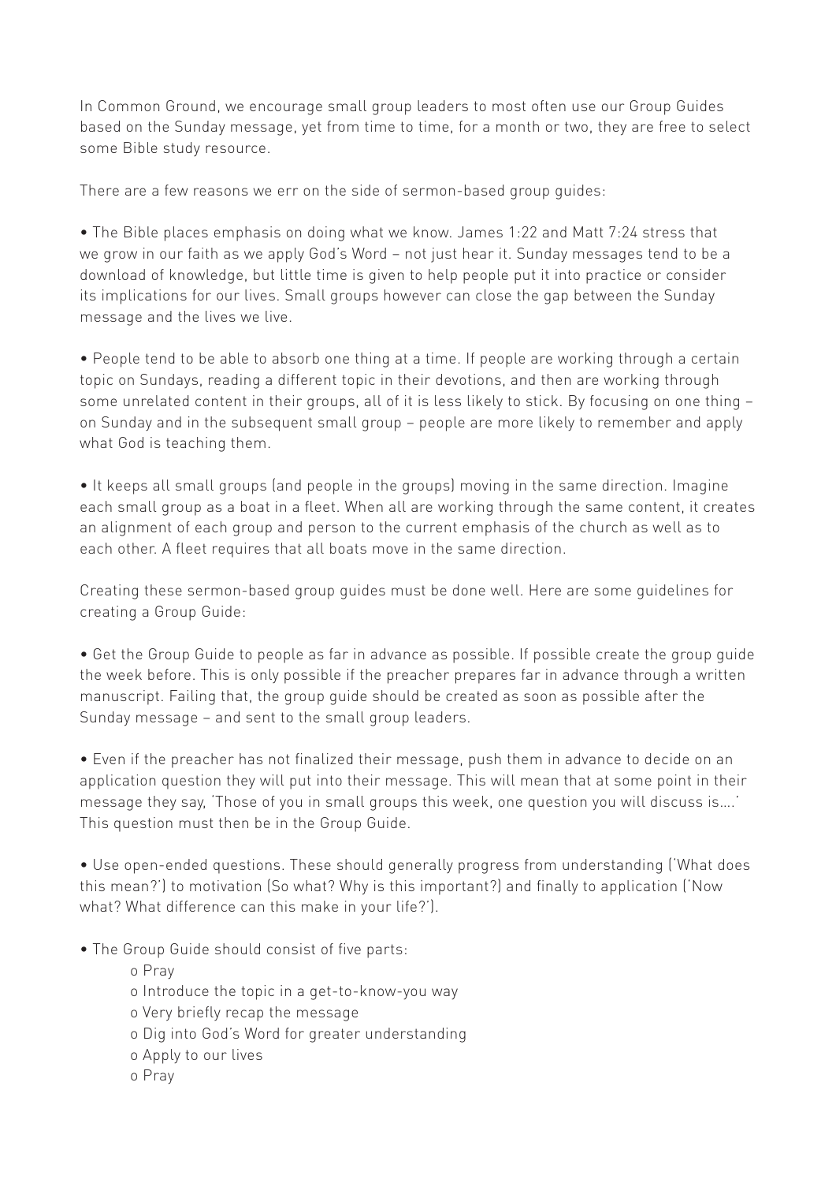In Common Ground, we encourage small group leaders to most often use our Group Guides based on the Sunday message, yet from time to time, for a month or two, they are free to select some Bible study resource.

There are a few reasons we err on the side of sermon-based group guides:

- The Bible places emphasis on doing what we know. James 1:22 and Matt 7:24 stress that we grow in our faith as we apply God's Word – not just hear it. Sunday messages tend to be a download of knowledge, but little time is given to help people put it into practice or consider its implications for our lives. Small groups however can close the gap between the Sunday message and the lives we live.

- People tend to be able to absorb one thing at a time. If people are working through a certain topic on Sundays, reading a different topic in their devotions, and then are working through some unrelated content in their groups, all of it is less likely to stick. By focusing on one thing – on Sunday and in the subsequent small group – people are more likely to remember and apply what God is teaching them.

- It keeps all small groups (and people in the groups) moving in the same direction. Imagine each small group as a boat in a fleet. When all are working through the same content, it creates an alignment of each group and person to the current emphasis of the church as well as to each other. A fleet requires that all boats move in the same direction.

Creating these sermon-based group guides must be done well. Here are some guidelines for creating a Group Guide:

- Get the Group Guide to people as far in advance as possible. If possible create the group guide the week before. This is only possible if the preacher prepares far in advance through a written manuscript. Failing that, the group guide should be created as soon as possible after the Sunday message – and sent to the small group leaders.

- Even if the preacher has not finalized their message, push them in advance to decide on an application question they will put into their message. This will mean that at some point in their message they say, 'Those of you in small groups this week, one question you will discuss is….' This question must then be in the Group Guide.

- Use open-ended questions. These should generally progress from understanding ('What does this mean?') to motivation (So what? Why is this important?) and finally to application ('Now what? What difference can this make in your life?').

- The Group Guide should consist of five parts:
    - Pray
    - Introduce the topic in a get-to-know-you way
    - Very briefly recap the message
    - Dig into God's Word for greater understanding
    - Apply to our lives
    - Pray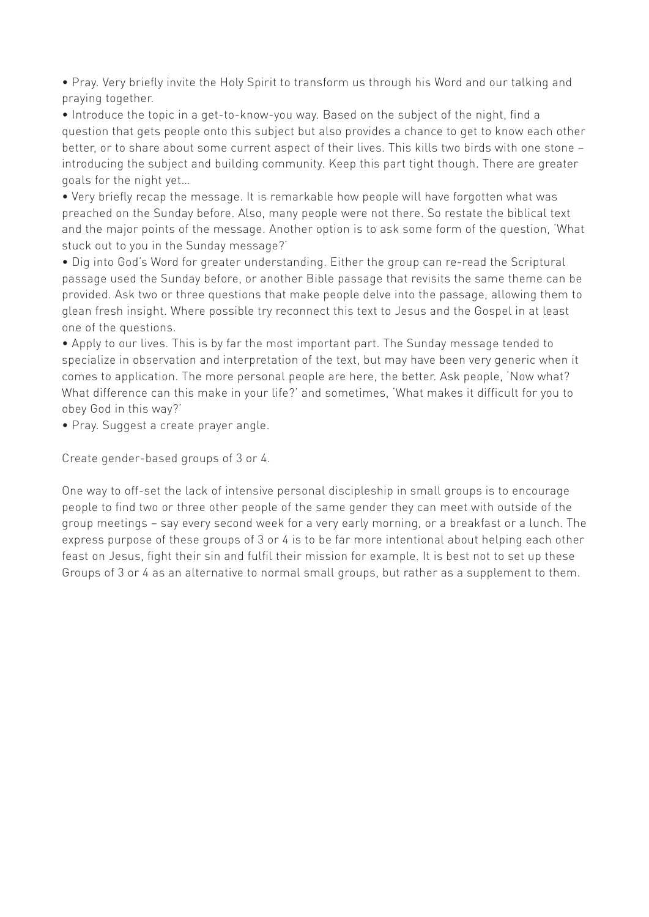- Pray. Very briefly invite the Holy Spirit to transform us through his Word and our talking and praying together.
- Introduce the topic in a get-to-know-you way. Based on the subject of the night, find a question that gets people onto this subject but also provides a chance to get to know each other better, or to share about some current aspect of their lives. This kills two birds with one stone – introducing the subject and building community. Keep this part tight though. There are greater goals for the night yet…
- Very briefly recap the message. It is remarkable how people will have forgotten what was preached on the Sunday before. Also, many people were not there. So restate the biblical text and the major points of the message. Another option is to ask some form of the question, 'What stuck out to you in the Sunday message?'
- Dig into God's Word for greater understanding. Either the group can re-read the Scriptural passage used the Sunday before, or another Bible passage that revisits the same theme can be provided. Ask two or three questions that make people delve into the passage, allowing them to glean fresh insight. Where possible try reconnect this text to Jesus and the Gospel in at least one of the questions.
- Apply to our lives. This is by far the most important part. The Sunday message tended to specialize in observation and interpretation of the text, but may have been very generic when it comes to application. The more personal people are here, the better. Ask people, 'Now what? What difference can this make in your life?' and sometimes, 'What makes it difficult for you to obey God in this way?'
- Pray. Suggest a create prayer angle.

Create gender-based groups of 3 or 4.

One way to off-set the lack of intensive personal discipleship in small groups is to encourage people to find two or three other people of the same gender they can meet with outside of the group meetings – say every second week for a very early morning, or a breakfast or a lunch. The express purpose of these groups of 3 or 4 is to be far more intentional about helping each other feast on Jesus, fight their sin and fulfil their mission for example. It is best not to set up these Groups of 3 or 4 as an alternative to normal small groups, but rather as a supplement to them.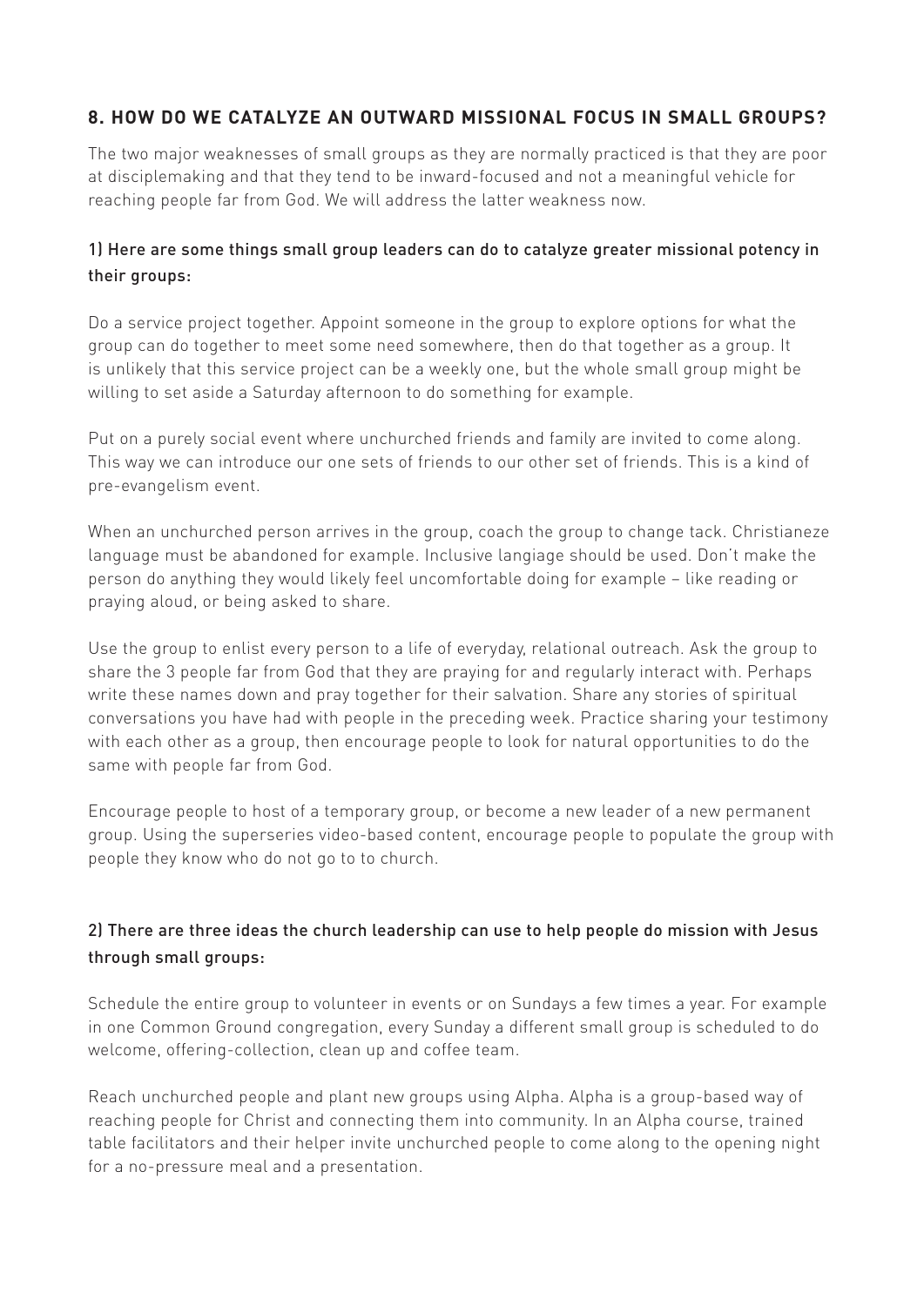### 8. HOW DO WE CATALYZE AN OUTWARD MISSIONAL FOCUS IN SMALL GROUPS?

The two major weaknesses of small groups as they are normally practiced is that they are poor at disciplemaking and that they tend to be inward-focused and not a meaningful vehicle for reaching people far from God. We will address the latter weakness now.

#### 1) Here are some things small group leaders can do to catalyze greater missional potency in their groups:

Do a service project together. Appoint someone in the group to explore options for what the group can do together to meet some need somewhere, then do that together as a group. It is unlikely that this service project can be a weekly one, but the whole small group might be willing to set aside a Saturday afternoon to do something for example.

Put on a purely social event where unchurched friends and family are invited to come along. This way we can introduce our one sets of friends to our other set of friends. This is a kind of pre-evangelism event.

When an unchurched person arrives in the group, coach the group to change tack. Christianeze language must be abandoned for example. Inclusive langiage should be used. Don't make the person do anything they would likely feel uncomfortable doing for example – like reading or praying aloud, or being asked to share.

Use the group to enlist every person to a life of everyday, relational outreach. Ask the group to share the 3 people far from God that they are praying for and regularly interact with. Perhaps write these names down and pray together for their salvation. Share any stories of spiritual conversations you have had with people in the preceding week. Practice sharing your testimony with each other as a group, then encourage people to look for natural opportunities to do the same with people far from God.

Encourage people to host of a temporary group, or become a new leader of a new permanent group. Using the superseries video-based content, encourage people to populate the group with people they know who do not go to to church.

#### 2) There are three ideas the church leadership can use to help people do mission with Jesus through small groups:

Schedule the entire group to volunteer in events or on Sundays a few times a year. For example in one Common Ground congregation, every Sunday a different small group is scheduled to do welcome, offering-collection, clean up and coffee team.

Reach unchurched people and plant new groups using Alpha. Alpha is a group-based way of reaching people for Christ and connecting them into community. In an Alpha course, trained table facilitators and their helper invite unchurched people to come along to the opening night for a no-pressure meal and a presentation.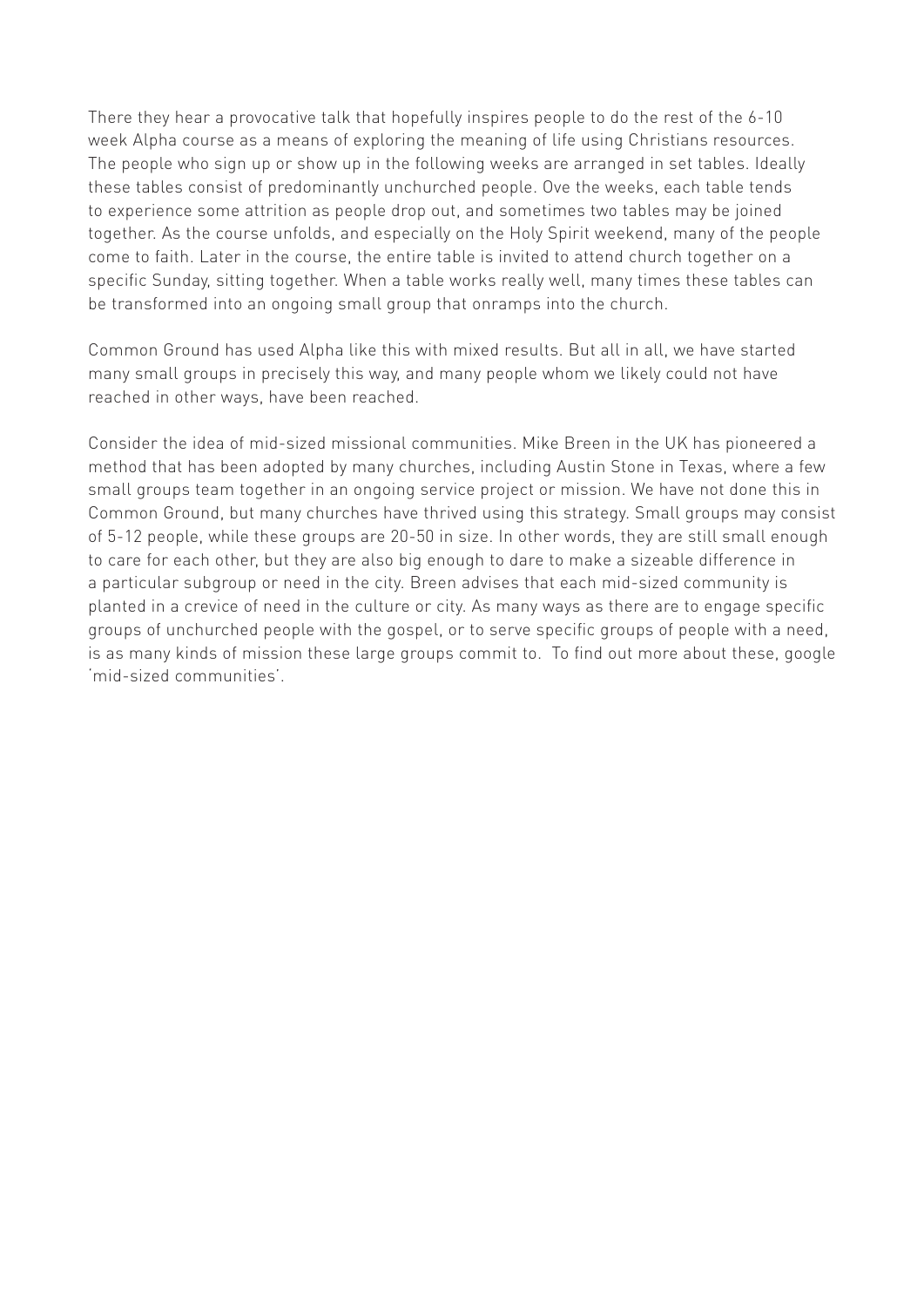There they hear a provocative talk that hopefully inspires people to do the rest of the 6-10 week Alpha course as a means of exploring the meaning of life using Christians resources. The people who sign up or show up in the following weeks are arranged in set tables. Ideally these tables consist of predominantly unchurched people. Ove the weeks, each table tends to experience some attrition as people drop out, and sometimes two tables may be joined together. As the course unfolds, and especially on the Holy Spirit weekend, many of the people come to faith. Later in the course, the entire table is invited to attend church together on a specific Sunday, sitting together. When a table works really well, many times these tables can be transformed into an ongoing small group that onramps into the church.

Common Ground has used Alpha like this with mixed results. But all in all, we have started many small groups in precisely this way, and many people whom we likely could not have reached in other ways, have been reached.

Consider the idea of mid-sized missional communities. Mike Breen in the UK has pioneered a method that has been adopted by many churches, including Austin Stone in Texas, where a few small groups team together in an ongoing service project or mission. We have not done this in Common Ground, but many churches have thrived using this strategy. Small groups may consist of 5-12 people, while these groups are 20-50 in size. In other words, they are still small enough to care for each other, but they are also big enough to dare to make a sizeable difference in a particular subgroup or need in the city. Breen advises that each mid-sized community is planted in a crevice of need in the culture or city. As many ways as there are to engage specific groups of unchurched people with the gospel, or to serve specific groups of people with a need, is as many kinds of mission these large groups commit to. To find out more about these, google 'mid-sized communities'.